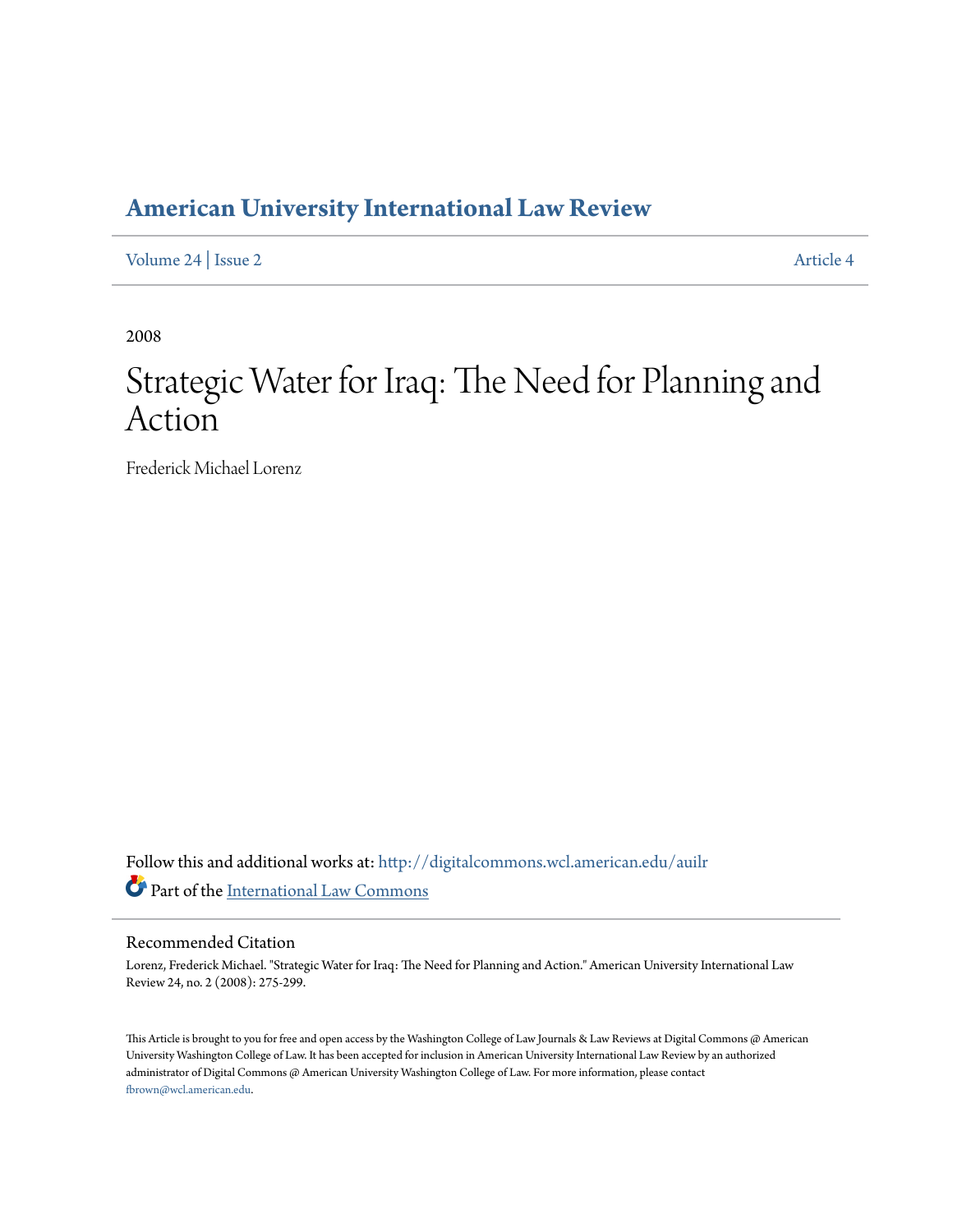# American University International Law Review

Volume 24 | Issue 2 Article 4

2008

# Strategic Water for Iraq: The Need for Planning and Action

Frederick Michael Lorenz

Follow this and additional works at: http://digitalcommons.wcl.american.edu/auilr

Part of the International Law Commons

## Recommended Citation

Lorenz, Frederick Michael. "Strategic Water for Iraq: The Need for Planning and Action." American University International Law Review 24, no. 2 (2008): 275-299.

This Article is brought to you for free and open access by the Washington College of Law Journals & Law Reviews at Digital Commons @ American University Washington College of Law. It has been accepted for inclusion in American University International Law Review by an authorized administrator of Digital Commons @ American University Washington College of Law. For more information, please contact fbrown@wcl.american.edu.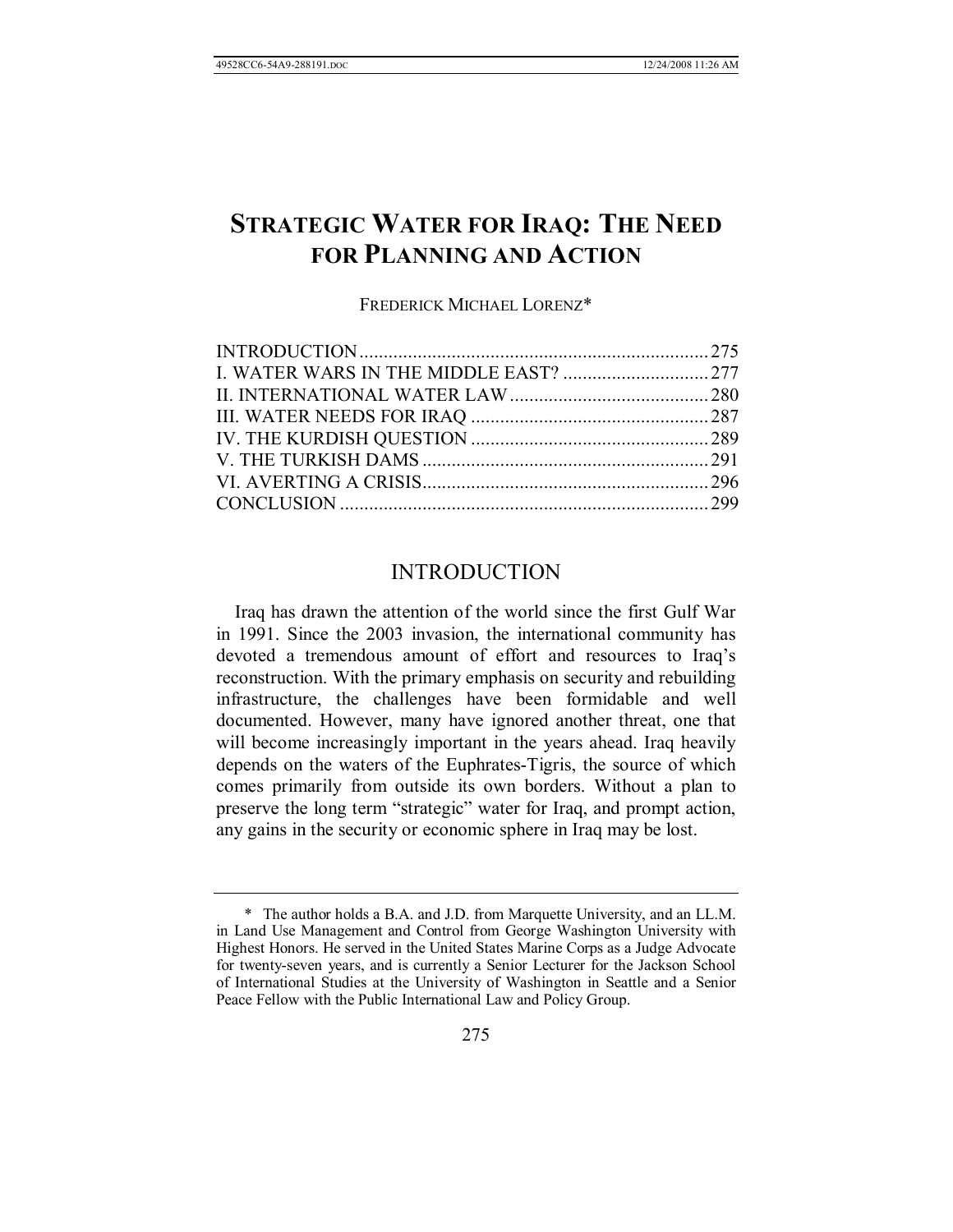# STRATEGIC WATER FOR IRAQ: THE NEED FOR PLANNING AND ACTION

FREDERICK MICHAEL LORENZ*

| | |
|---|---|
| INTRODUCTION | 275 |
| I. WATER WARS IN THE MIDDLE EAST? | 277 |
| II. INTERNATIONAL WATER LAW | 280 |
| III. WATER NEEDS FOR IRAQ | 287 |
| IV. THE KURDISH QUESTION | 289 |
| V. THE TURKISH DAMS | 291 |
| VI. AVERTING A CRISIS | 296 |
| CONCLUSION | 299 |

## INTRODUCTION

Iraq has drawn the attention of the world since the first Gulf War in 1991. Since the 2003 invasion, the international community has devoted a tremendous amount of effort and resources to Iraq's reconstruction. With the primary emphasis on security and rebuilding infrastructure, the challenges have been formidable and well documented. However, many have ignored another threat, one that will become increasingly important in the years ahead. Iraq heavily depends on the waters of the Euphrates-Tigris, the source of which comes primarily from outside its own borders. Without a plan to preserve the long term "strategic" water for Iraq, and prompt action, any gains in the security or economic sphere in Iraq may be lost.

---

\* The author holds a B.A. and J.D. from Marquette University, and an LL.M. in Land Use Management and Control from George Washington University with Highest Honors. He served in the United States Marine Corps as a Judge Advocate for twenty-seven years, and is currently a Senior Lecturer for the Jackson School of International Studies at the University of Washington in Seattle and a Senior Peace Fellow with the Public International Law and Policy Group.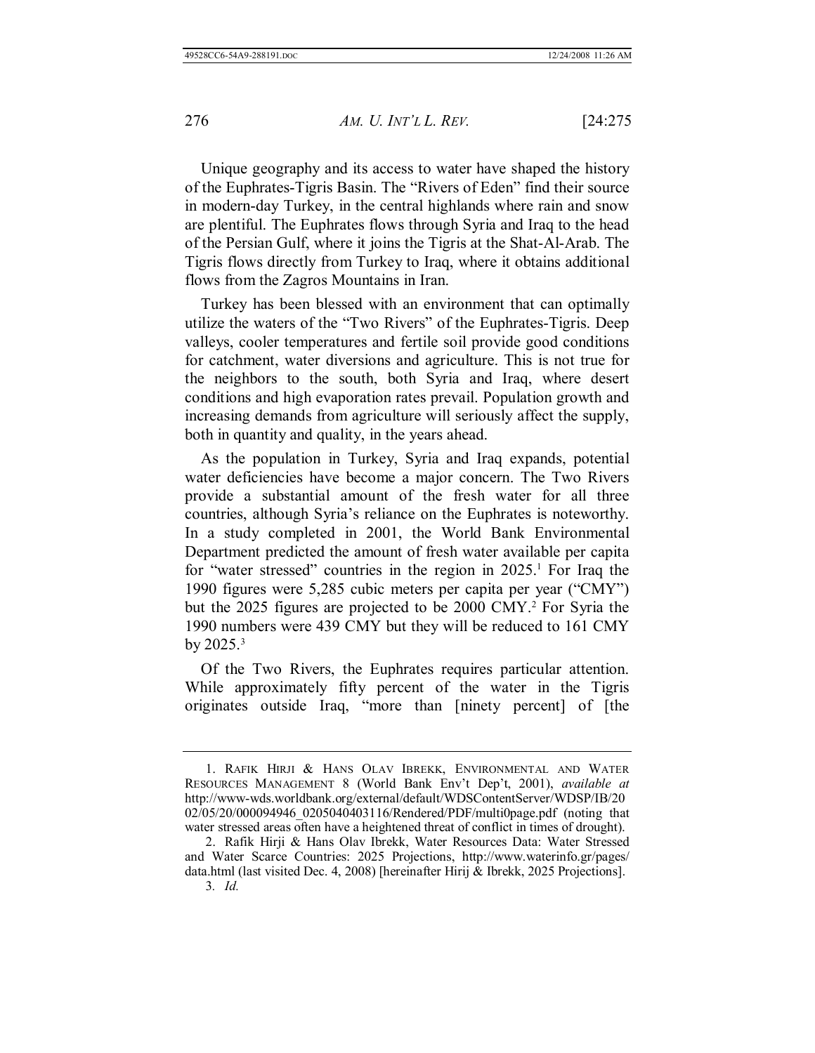Unique geography and its access to water have shaped the history of the Euphrates-Tigris Basin. The "Rivers of Eden" find their source in modern-day Turkey, in the central highlands where rain and snow are plentiful. The Euphrates flows through Syria and Iraq to the head of the Persian Gulf, where it joins the Tigris at the Shat-Al-Arab. The Tigris flows directly from Turkey to Iraq, where it obtains additional flows from the Zagros Mountains in Iran.

Turkey has been blessed with an environment that can optimally utilize the waters of the "Two Rivers" of the Euphrates-Tigris. Deep valleys, cooler temperatures and fertile soil provide good conditions for catchment, water diversions and agriculture. This is not true for the neighbors to the south, both Syria and Iraq, where desert conditions and high evaporation rates prevail. Population growth and increasing demands from agriculture will seriously affect the supply, both in quantity and quality, in the years ahead.

As the population in Turkey, Syria and Iraq expands, potential water deficiencies have become a major concern. The Two Rivers provide a substantial amount of the fresh water for all three countries, although Syria's reliance on the Euphrates is noteworthy. In a study completed in 2001, the World Bank Environmental Department predicted the amount of fresh water available per capita for "water stressed" countries in the region in 2025.[1] For Iraq the 1990 figures were 5,285 cubic meters per capita per year ("CMY") but the 2025 figures are projected to be 2000 CMY.[2] For Syria the 1990 numbers were 439 CMY but they will be reduced to 161 CMY by 2025.[3]

Of the Two Rivers, the Euphrates requires particular attention. While approximately fifty percent of the water in the Tigris originates outside Iraq, "more than [ninety percent] of [the

---

1. RAFIK HIRJI & HANS OLAV IBREKK, ENVIRONMENTAL AND WATER RESOURCES MANAGEMENT 8 (World Bank Env't Dep't, 2001), *available at* http://www-wds.worldbank.org/external/default/WDSContentServer/WDSP/IB/2002/05/20/000094946_0205040403116/Rendered/PDF/multi0page.pdf (noting that water stressed areas often have a heightened threat of conflict in times of drought).

2. Rafik Hirji & Hans Olav Ibrekk, Water Resources Data: Water Stressed and Water Scarce Countries: 2025 Projections, http://www.waterinfo.gr/pages/data.html (last visited Dec. 4, 2008) [hereinafter Hirij & Ibrekk, 2025 Projections].

3. *Id.*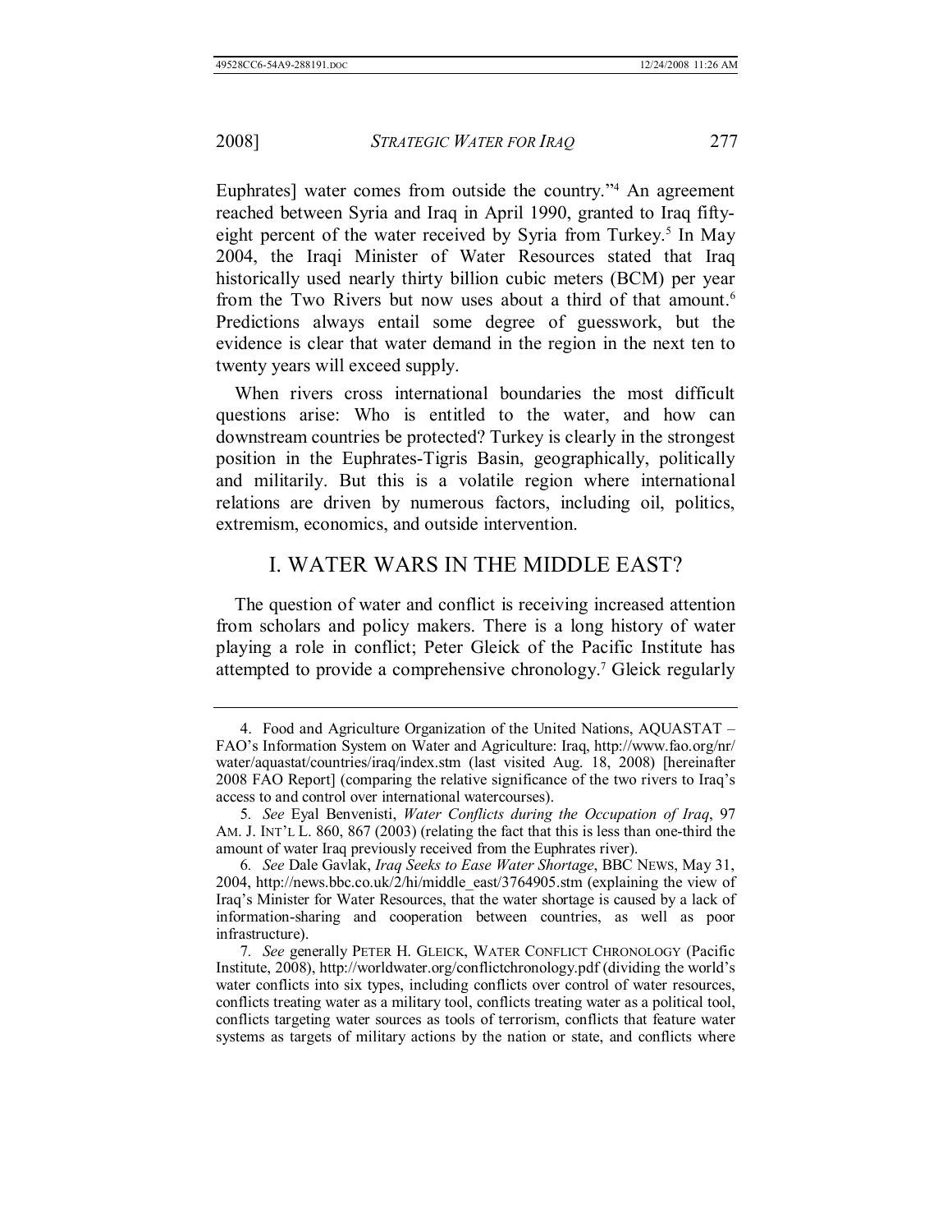Euphrates] water comes from outside the country."[4] An agreement reached between Syria and Iraq in April 1990, granted to Iraq fifty-eight percent of the water received by Syria from Turkey.[5] In May 2004, the Iraqi Minister of Water Resources stated that Iraq historically used nearly thirty billion cubic meters (BCM) per year from the Two Rivers but now uses about a third of that amount.[6] Predictions always entail some degree of guesswork, but the evidence is clear that water demand in the region in the next ten to twenty years will exceed supply.

When rivers cross international boundaries the most difficult questions arise: Who is entitled to the water, and how can downstream countries be protected? Turkey is clearly in the strongest position in the Euphrates-Tigris Basin, geographically, politically and militarily. But this is a volatile region where international relations are driven by numerous factors, including oil, politics, extremism, economics, and outside intervention.

## I. WATER WARS IN THE MIDDLE EAST?

The question of water and conflict is receiving increased attention from scholars and policy makers. There is a long history of water playing a role in conflict; Peter Gleick of the Pacific Institute has attempted to provide a comprehensive chronology.[7] Gleick regularly

---

4. Food and Agriculture Organization of the United Nations, AQUASTAT – FAO's Information System on Water and Agriculture: Iraq, http://www.fao.org/nr/water/aquastat/countries/iraq/index.stm (last visited Aug. 18, 2008) [hereinafter 2008 FAO Report] (comparing the relative significance of the two rivers to Iraq's access to and control over international watercourses).

5. *See* Eyal Benvenisti, *Water Conflicts during the Occupation of Iraq*, 97 AM. J. INT'L L. 860, 867 (2003) (relating the fact that this is less than one-third the amount of water Iraq previously received from the Euphrates river).

6. *See* Dale Gavlak, *Iraq Seeks to Ease Water Shortage*, BBC NEWS, May 31, 2004, http://news.bbc.co.uk/2/hi/middle_east/3764905.stm (explaining the view of Iraq's Minister for Water Resources, that the water shortage is caused by a lack of information-sharing and cooperation between countries, as well as poor infrastructure).

7. *See* generally PETER H. GLEICK, WATER CONFLICT CHRONOLOGY (Pacific Institute, 2008), http://worldwater.org/conflictchronology.pdf (dividing the world's water conflicts into six types, including conflicts over control of water resources, conflicts treating water as a military tool, conflicts treating water as a political tool, conflicts targeting water sources as tools of terrorism, conflicts that feature water systems as targets of military actions by the nation or state, and conflicts where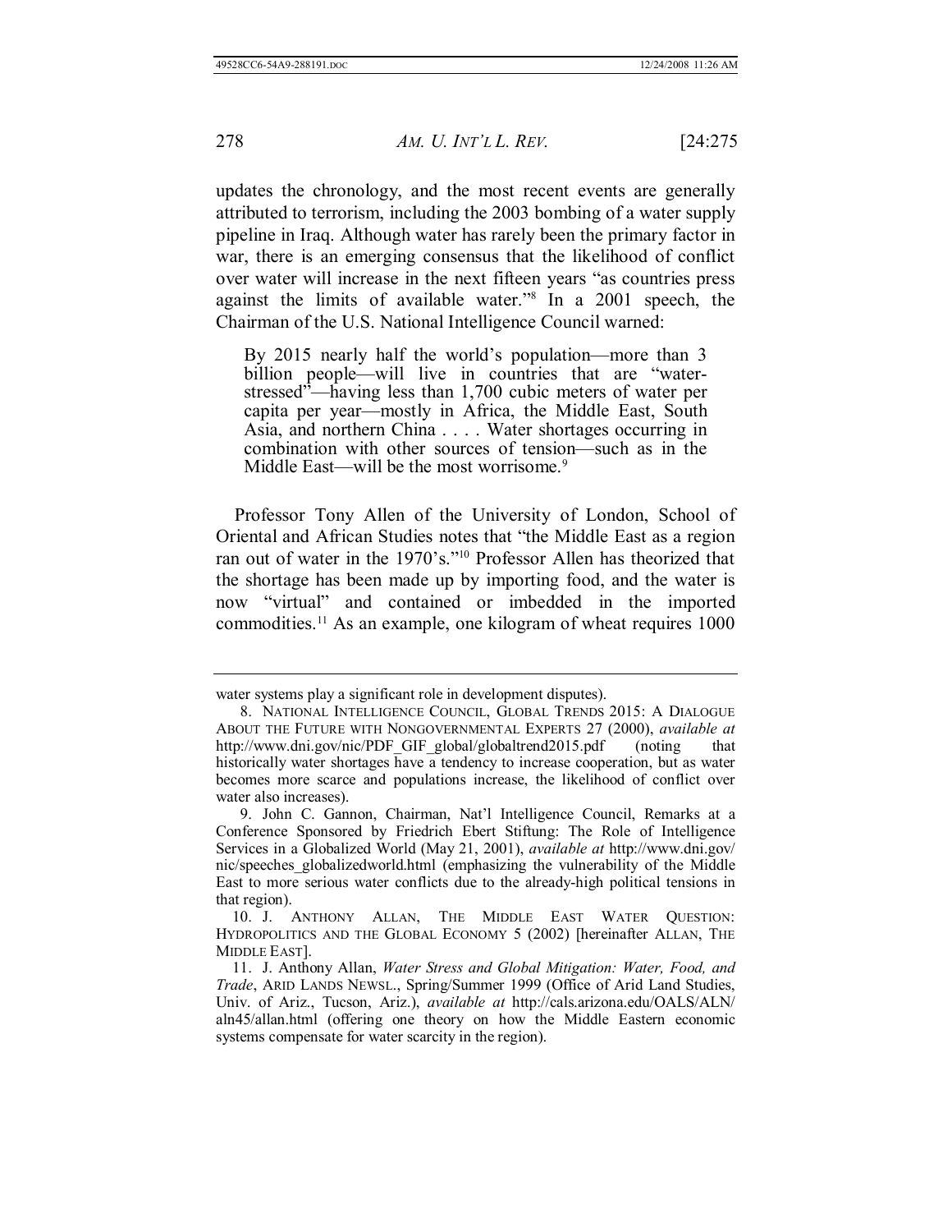updates the chronology, and the most recent events are generally attributed to terrorism, including the 2003 bombing of a water supply pipeline in Iraq. Although water has rarely been the primary factor in war, there is an emerging consensus that the likelihood of conflict over water will increase in the next fifteen years "as countries press against the limits of available water."[8] In a 2001 speech, the Chairman of the U.S. National Intelligence Council warned:

> By 2015 nearly half the world's population—more than 3 billion people—will live in countries that are "water-stressed"—having less than 1,700 cubic meters of water per capita per year—mostly in Africa, the Middle East, South Asia, and northern China . . . . Water shortages occurring in combination with other sources of tension—such as in the Middle East—will be the most worrisome.[9]

Professor Tony Allen of the University of London, School of Oriental and African Studies notes that "the Middle East as a region ran out of water in the 1970's."[10] Professor Allen has theorized that the shortage has been made up by importing food, and the water is now "virtual" and contained or imbedded in the imported commodities.[11] As an example, one kilogram of wheat requires 1000

---

water systems play a significant role in development disputes).

8. NATIONAL INTELLIGENCE COUNCIL, GLOBAL TRENDS 2015: A DIALOGUE ABOUT THE FUTURE WITH NONGOVERNMENTAL EXPERTS 27 (2000), *available at* http://www.dni.gov/nic/PDF_GIF_global/globaltrend2015.pdf (noting that historically water shortages have a tendency to increase cooperation, but as water becomes more scarce and populations increase, the likelihood of conflict over water also increases).

9. John C. Gannon, Chairman, Nat'l Intelligence Council, Remarks at a Conference Sponsored by Friedrich Ebert Stiftung: The Role of Intelligence Services in a Globalized World (May 21, 2001), *available at* http://www.dni.gov/nic/speeches_globalizedworld.html (emphasizing the vulnerability of the Middle East to more serious water conflicts due to the already-high political tensions in that region).

10. J. ANTHONY ALLAN, THE MIDDLE EAST WATER QUESTION: HYDROPOLITICS AND THE GLOBAL ECONOMY 5 (2002) [hereinafter ALLAN, THE MIDDLE EAST].

11. J. Anthony Allan, *Water Stress and Global Mitigation: Water, Food, and Trade*, ARID LANDS NEWSL., Spring/Summer 1999 (Office of Arid Land Studies, Univ. of Ariz., Tucson, Ariz.), *available at* http://cals.arizona.edu/OALS/ALN/aln45/allan.html (offering one theory on how the Middle Eastern economic systems compensate for water scarcity in the region).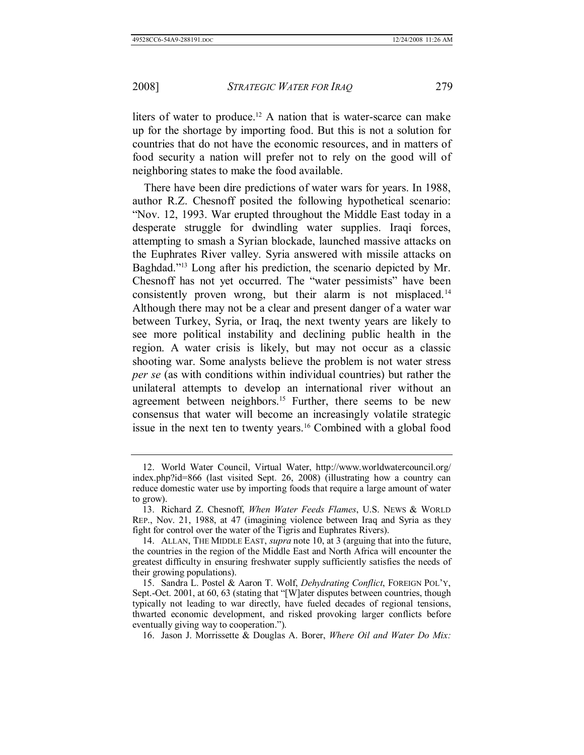liters of water to produce.[12] A nation that is water-scarce can make up for the shortage by importing food. But this is not a solution for countries that do not have the economic resources, and in matters of food security a nation will prefer not to rely on the good will of neighboring states to make the food available.

There have been dire predictions of water wars for years. In 1988, author R.Z. Chesnoff posited the following hypothetical scenario: "Nov. 12, 1993. War erupted throughout the Middle East today in a desperate struggle for dwindling water supplies. Iraqi forces, attempting to smash a Syrian blockade, launched massive attacks on the Euphrates River valley. Syria answered with missile attacks on Baghdad."[13] Long after his prediction, the scenario depicted by Mr. Chesnoff has not yet occurred. The "water pessimists" have been consistently proven wrong, but their alarm is not misplaced.[14] Although there may not be a clear and present danger of a water war between Turkey, Syria, or Iraq, the next twenty years are likely to see more political instability and declining public health in the region. A water crisis is likely, but may not occur as a classic shooting war. Some analysts believe the problem is not water stress *per se* (as with conditions within individual countries) but rather the unilateral attempts to develop an international river without an agreement between neighbors.[15] Further, there seems to be new consensus that water will become an increasingly volatile strategic issue in the next ten to twenty years.[16] Combined with a global food

---

12. World Water Council, Virtual Water, http://www.worldwatercouncil.org/index.php?id=866 (last visited Sept. 26, 2008) (illustrating how a country can reduce domestic water use by importing foods that require a large amount of water to grow).

13. Richard Z. Chesnoff, *When Water Feeds Flames*, U.S. NEWS & WORLD REP., Nov. 21, 1988, at 47 (imagining violence between Iraq and Syria as they fight for control over the water of the Tigris and Euphrates Rivers).

14. ALLAN, THE MIDDLE EAST, *supra* note 10, at 3 (arguing that into the future, the countries in the region of the Middle East and North Africa will encounter the greatest difficulty in ensuring freshwater supply sufficiently satisfies the needs of their growing populations).

15. Sandra L. Postel & Aaron T. Wolf, *Dehydrating Conflict*, FOREIGN POL'Y, Sept.-Oct. 2001, at 60, 63 (stating that "[W]ater disputes between countries, though typically not leading to war directly, have fueled decades of regional tensions, thwarted economic development, and risked provoking larger conflicts before eventually giving way to cooperation.").

16. Jason J. Morrissette & Douglas A. Borer, *Where Oil and Water Do Mix:*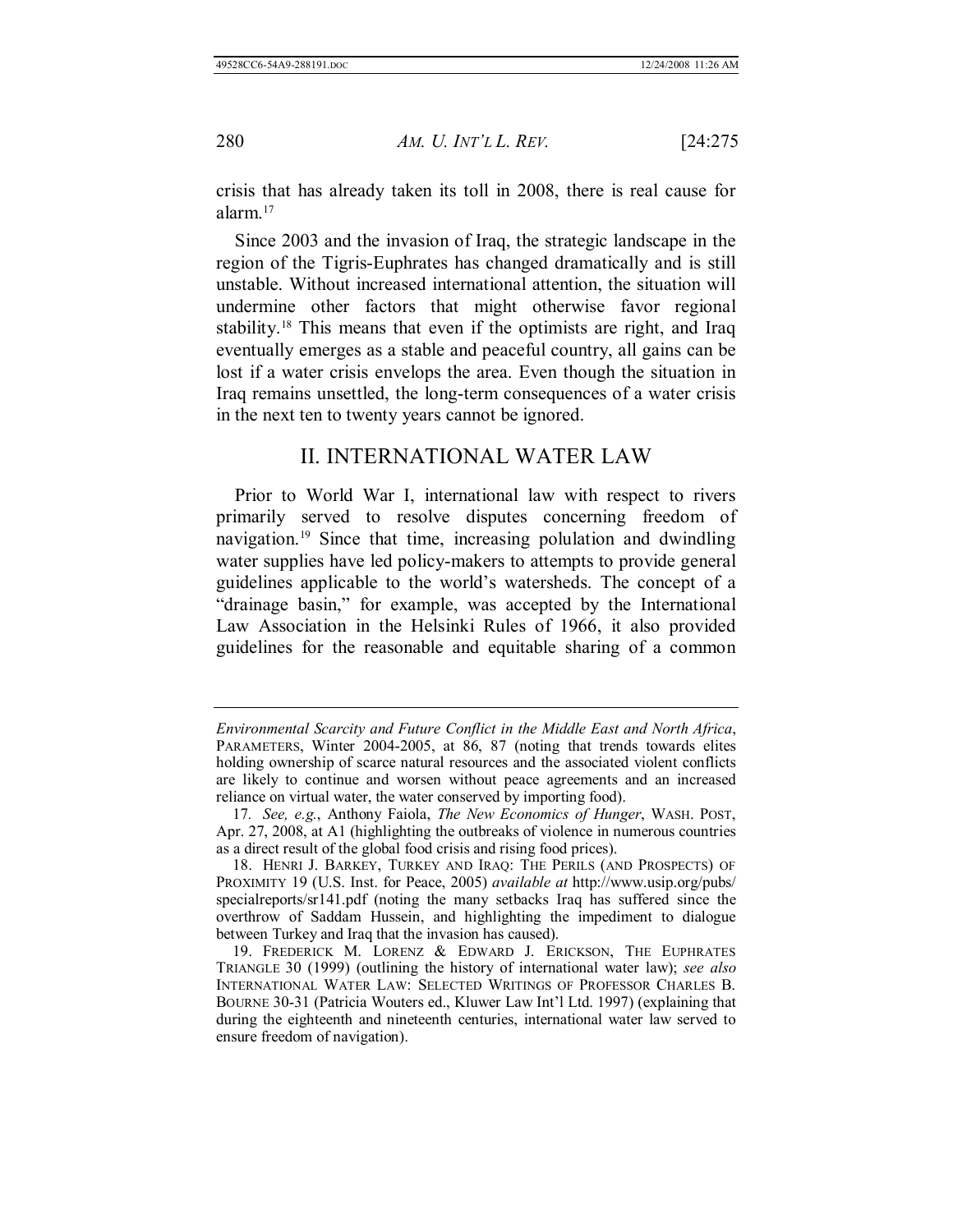crisis that has already taken its toll in 2008, there is real cause for alarm.[17]

Since 2003 and the invasion of Iraq, the strategic landscape in the region of the Tigris-Euphrates has changed dramatically and is still unstable. Without increased international attention, the situation will undermine other factors that might otherwise favor regional stability.[18] This means that even if the optimists are right, and Iraq eventually emerges as a stable and peaceful country, all gains can be lost if a water crisis envelops the area. Even though the situation in Iraq remains unsettled, the long-term consequences of a water crisis in the next ten to twenty years cannot be ignored.

## II. INTERNATIONAL WATER LAW

Prior to World War I, international law with respect to rivers primarily served to resolve disputes concerning freedom of navigation.[19] Since that time, increasing polulation and dwindling water supplies have led policy-makers to attempts to provide general guidelines applicable to the world's watersheds. The concept of a "drainage basin," for example, was accepted by the International Law Association in the Helsinki Rules of 1966, it also provided guidelines for the reasonable and equitable sharing of a common

---

*Environmental Scarcity and Future Conflict in the Middle East and North Africa*, PARAMETERS, Winter 2004-2005, at 86, 87 (noting that trends towards elites holding ownership of scarce natural resources and the associated violent conflicts are likely to continue and worsen without peace agreements and an increased reliance on virtual water, the water conserved by importing food).

17. *See, e.g.*, Anthony Faiola, *The New Economics of Hunger*, WASH. POST, Apr. 27, 2008, at A1 (highlighting the outbreaks of violence in numerous countries as a direct result of the global food crisis and rising food prices).

18. HENRI J. BARKEY, TURKEY AND IRAQ: THE PERILS (AND PROSPECTS) OF PROXIMITY 19 (U.S. Inst. for Peace, 2005) *available at* http://www.usip.org/pubs/specialreports/sr141.pdf (noting the many setbacks Iraq has suffered since the overthrow of Saddam Hussein, and highlighting the impediment to dialogue between Turkey and Iraq that the invasion has caused).

19. FREDERICK M. LORENZ & EDWARD J. ERICKSON, THE EUPHRATES TRIANGLE 30 (1999) (outlining the history of international water law); *see also* INTERNATIONAL WATER LAW: SELECTED WRITINGS OF PROFESSOR CHARLES B. BOURNE 30-31 (Patricia Wouters ed., Kluwer Law Int'l Ltd. 1997) (explaining that during the eighteenth and nineteenth centuries, international water law served to ensure freedom of navigation).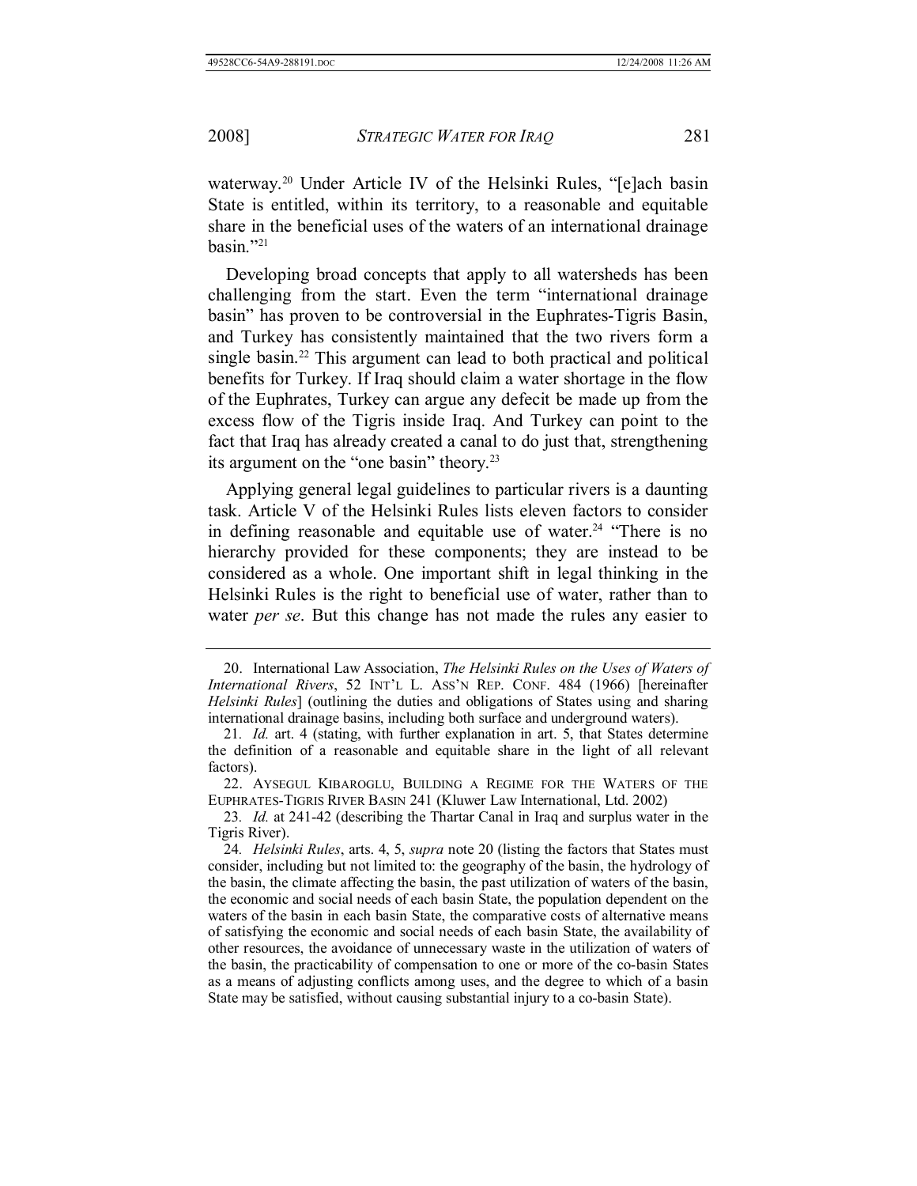waterway.[20] Under Article IV of the Helsinki Rules, "[e]ach basin State is entitled, within its territory, to a reasonable and equitable share in the beneficial uses of the waters of an international drainage basin."[21]

Developing broad concepts that apply to all watersheds has been challenging from the start. Even the term "international drainage basin" has proven to be controversial in the Euphrates-Tigris Basin, and Turkey has consistently maintained that the two rivers form a single basin.[22] This argument can lead to both practical and political benefits for Turkey. If Iraq should claim a water shortage in the flow of the Euphrates, Turkey can argue any deficit be made up from the excess flow of the Tigris inside Iraq. And Turkey can point to the fact that Iraq has already created a canal to do just that, strengthening its argument on the "one basin" theory.[23]

Applying general legal guidelines to particular rivers is a daunting task. Article V of the Helsinki Rules lists eleven factors to consider in defining reasonable and equitable use of water.[24] "There is no hierarchy provided for these components; they are instead to be considered as a whole. One important shift in legal thinking in the Helsinki Rules is the right to beneficial use of water, rather than to water *per se*. But this change has not made the rules any easier to

---

20. International Law Association, *The Helsinki Rules on the Uses of Waters of International Rivers*, 52 INT'L L. ASS'N REP. CONF. 484 (1966) [hereinafter *Helsinki Rules*] (outlining the duties and obligations of States using and sharing international drainage basins, including both surface and underground waters).

21. *Id.* art. 4 (stating, with further explanation in art. 5, that States determine the definition of a reasonable and equitable share in the light of all relevant factors).

22. AYSEGUL KIBAROGLU, BUILDING A REGIME FOR THE WATERS OF THE EUPHRATES-TIGRIS RIVER BASIN 241 (Kluwer Law International, Ltd. 2002)

23. *Id.* at 241-42 (describing the Thartar Canal in Iraq and surplus water in the Tigris River).

24. *Helsinki Rules*, arts. 4, 5, *supra* note 20 (listing the factors that States must consider, including but not limited to: the geography of the basin, the hydrology of the basin, the climate affecting the basin, the past utilization of waters of the basin, the economic and social needs of each basin State, the population dependent on the waters of the basin in each basin State, the comparative costs of alternative means of satisfying the economic and social needs of each basin State, the availability of other resources, the avoidance of unnecessary waste in the utilization of waters of the basin, the practicability of compensation to one or more of the co-basin States as a means of adjusting conflicts among uses, and the degree to which of a basin State may be satisfied, without causing substantial injury to a co-basin State).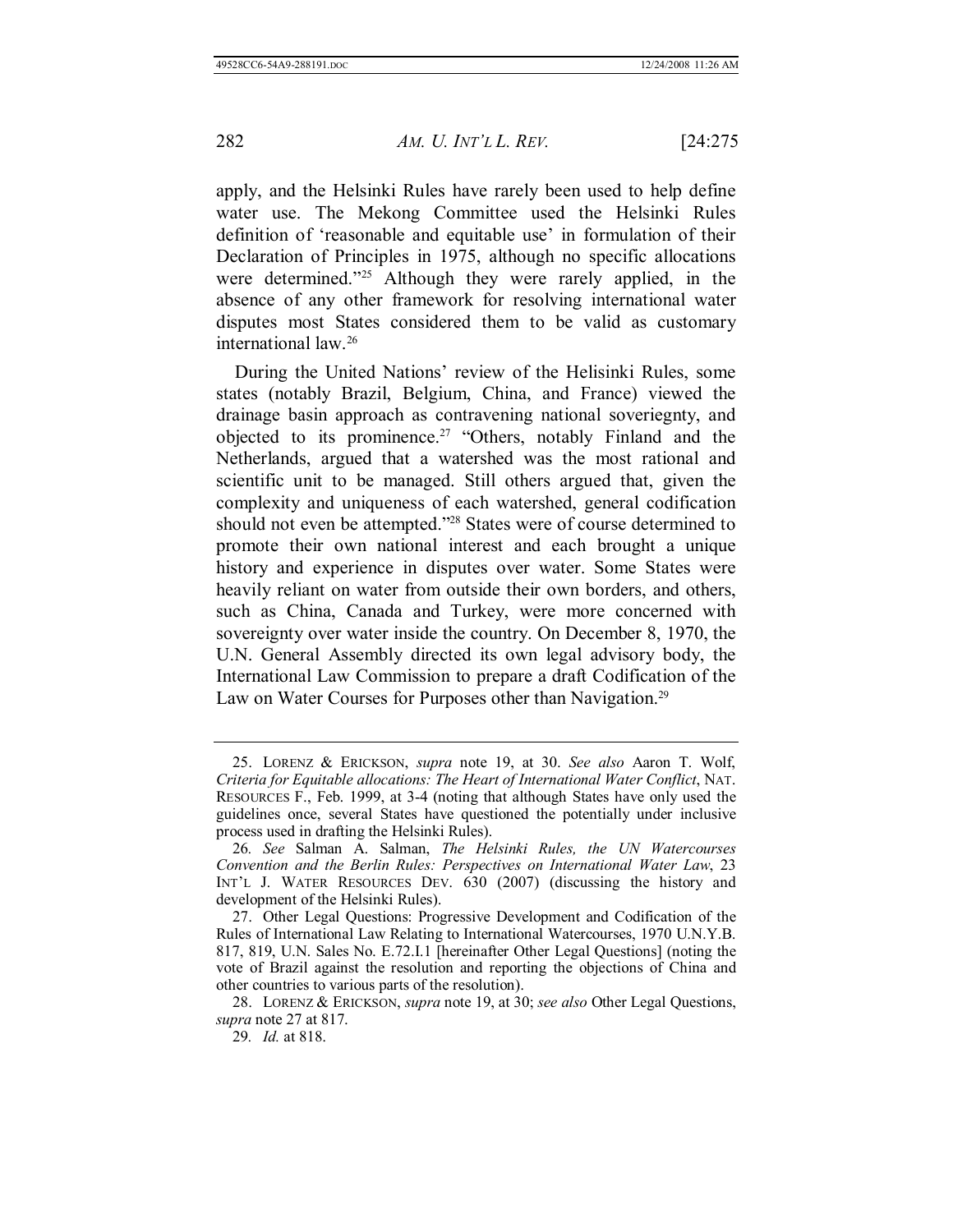apply, and the Helsinki Rules have rarely been used to help define water use. The Mekong Committee used the Helsinki Rules definition of 'reasonable and equitable use' in formulation of their Declaration of Principles in 1975, although no specific allocations were determined."[25] Although they were rarely applied, in the absence of any other framework for resolving international water disputes most States considered them to be valid as customary international law.[26]

During the United Nations' review of the Helisinki Rules, some states (notably Brazil, Belgium, China, and France) viewed the drainage basin approach as contravening national soveriegnty, and objected to its prominence.[27] "Others, notably Finland and the Netherlands, argued that a watershed was the most rational and scientific unit to be managed. Still others argued that, given the complexity and uniqueness of each watershed, general codification should not even be attempted."[28] States were of course determined to promote their own national interest and each brought a unique history and experience in disputes over water. Some States were heavily reliant on water from outside their own borders, and others, such as China, Canada and Turkey, were more concerned with sovereignty over water inside the country. On December 8, 1970, the U.N. General Assembly directed its own legal advisory body, the International Law Commission to prepare a draft Codification of the Law on Water Courses for Purposes other than Navigation.[29]

---

25. LORENZ & ERICKSON, *supra* note 19, at 30. *See also* Aaron T. Wolf, *Criteria for Equitable allocations: The Heart of International Water Conflict*, NAT. RESOURCES F., Feb. 1999, at 3-4 (noting that although States have only used the guidelines once, several States have questioned the potentially under inclusive process used in drafting the Helsinki Rules).

26. *See* Salman A. Salman, *The Helsinki Rules, the UN Watercourses Convention and the Berlin Rules: Perspectives on International Water Law*, 23 INT'L J. WATER RESOURCES DEV. 630 (2007) (discussing the history and development of the Helsinki Rules).

27. Other Legal Questions: Progressive Development and Codification of the Rules of International Law Relating to International Watercourses, 1970 U.N.Y.B. 817, 819, U.N. Sales No. E.72.I.1 [hereinafter Other Legal Questions] (noting the vote of Brazil against the resolution and reporting the objections of China and other countries to various parts of the resolution).

28. LORENZ & ERICKSON, *supra* note 19, at 30; *see also* Other Legal Questions, *supra* note 27 at 817.

29. *Id.* at 818.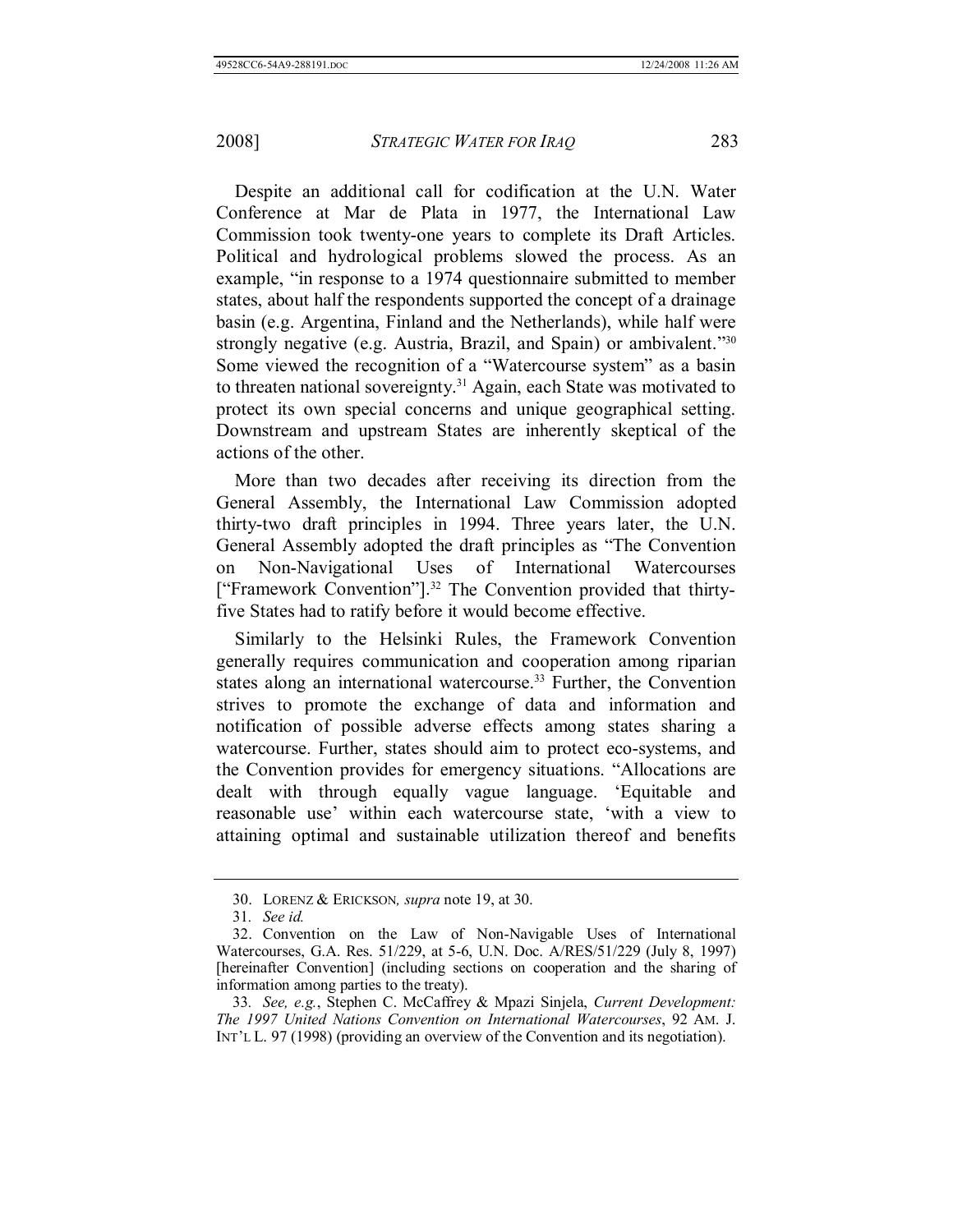Despite an additional call for codification at the U.N. Water Conference at Mar de Plata in 1977, the International Law Commission took twenty-one years to complete its Draft Articles. Political and hydrological problems slowed the process. As an example, "in response to a 1974 questionnaire submitted to member states, about half the respondents supported the concept of a drainage basin (e.g. Argentina, Finland and the Netherlands), while half were strongly negative (e.g. Austria, Brazil, and Spain) or ambivalent."[30] Some viewed the recognition of a "Watercourse system" as a basin to threaten national sovereignty.[31] Again, each State was motivated to protect its own special concerns and unique geographical setting. Downstream and upstream States are inherently skeptical of the actions of the other.

More than two decades after receiving its direction from the General Assembly, the International Law Commission adopted thirty-two draft principles in 1994. Three years later, the U.N. General Assembly adopted the draft principles as "The Convention on Non-Navigational Uses of International Watercourses ["Framework Convention"].[32] The Convention provided that thirty-five States had to ratify before it would become effective.

Similarly to the Helsinki Rules, the Framework Convention generally requires communication and cooperation among riparian states along an international watercourse.[33] Further, the Convention strives to promote the exchange of data and information and notification of possible adverse effects among states sharing a watercourse. Further, states should aim to protect eco-systems, and the Convention provides for emergency situations. "Allocations are dealt with through equally vague language. 'Equitable and reasonable use' within each watercourse state, 'with a view to attaining optimal and sustainable utilization thereof and benefits

---

30. LORENZ & ERICKSON, *supra* note 19, at 30.

31. *See id.*

32. Convention on the Law of Non-Navigable Uses of International Watercourses, G.A. Res. 51/229, at 5-6, U.N. Doc. A/RES/51/229 (July 8, 1997) [hereinafter Convention] (including sections on cooperation and the sharing of information among parties to the treaty).

33. *See, e.g.*, Stephen C. McCaffrey & Mpazi Sinjela, *Current Development: The 1997 United Nations Convention on International Watercourses*, 92 AM. J. INT'L L. 97 (1998) (providing an overview of the Convention and its negotiation).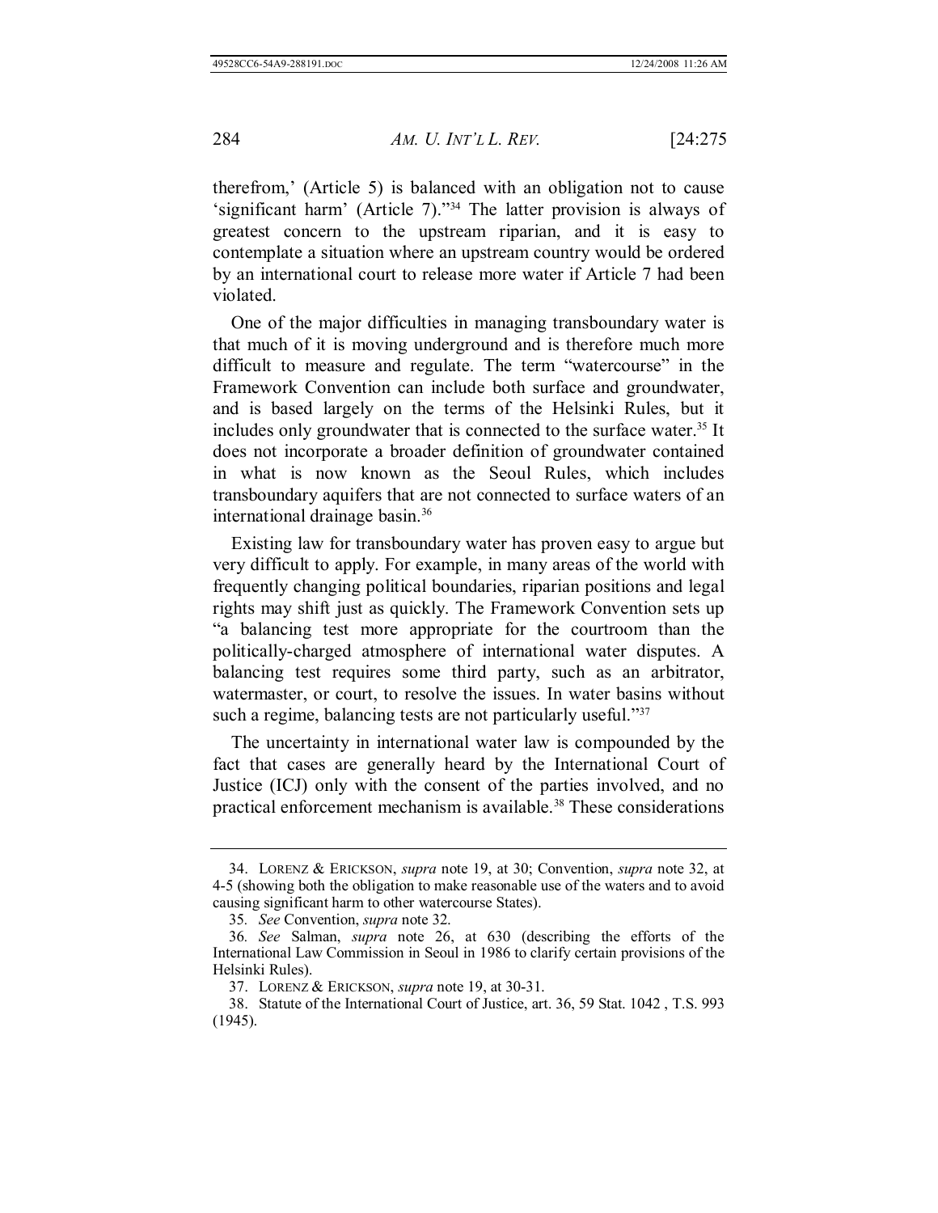therefrom,' (Article 5) is balanced with an obligation not to cause 'significant harm' (Article 7)."[34] The latter provision is always of greatest concern to the upstream riparian, and it is easy to contemplate a situation where an upstream country would be ordered by an international court to release more water if Article 7 had been violated.

One of the major difficulties in managing transboundary water is that much of it is moving underground and is therefore much more difficult to measure and regulate. The term "watercourse" in the Framework Convention can include both surface and groundwater, and is based largely on the terms of the Helsinki Rules, but it includes only groundwater that is connected to the surface water.[35] It does not incorporate a broader definition of groundwater contained in what is now known as the Seoul Rules, which includes transboundary aquifers that are not connected to surface waters of an international drainage basin.[36]

Existing law for transboundary water has proven easy to argue but very difficult to apply. For example, in many areas of the world with frequently changing political boundaries, riparian positions and legal rights may shift just as quickly. The Framework Convention sets up "a balancing test more appropriate for the courtroom than the politically-charged atmosphere of international water disputes. A balancing test requires some third party, such as an arbitrator, watermaster, or court, to resolve the issues. In water basins without such a regime, balancing tests are not particularly useful."[37]

The uncertainty in international water law is compounded by the fact that cases are generally heard by the International Court of Justice (ICJ) only with the consent of the parties involved, and no practical enforcement mechanism is available.[38] These considerations

---

34. LORENZ & ERICKSON, *supra* note 19, at 30; Convention, *supra* note 32, at 4-5 (showing both the obligation to make reasonable use of the waters and to avoid causing significant harm to other watercourse States).

35. *See* Convention, *supra* note 32.

36. *See* Salman, *supra* note 26, at 630 (describing the efforts of the International Law Commission in Seoul in 1986 to clarify certain provisions of the Helsinki Rules).

37. LORENZ & ERICKSON, *supra* note 19, at 30-31.

38. Statute of the International Court of Justice, art. 36, 59 Stat. 1042 , T.S. 993 (1945).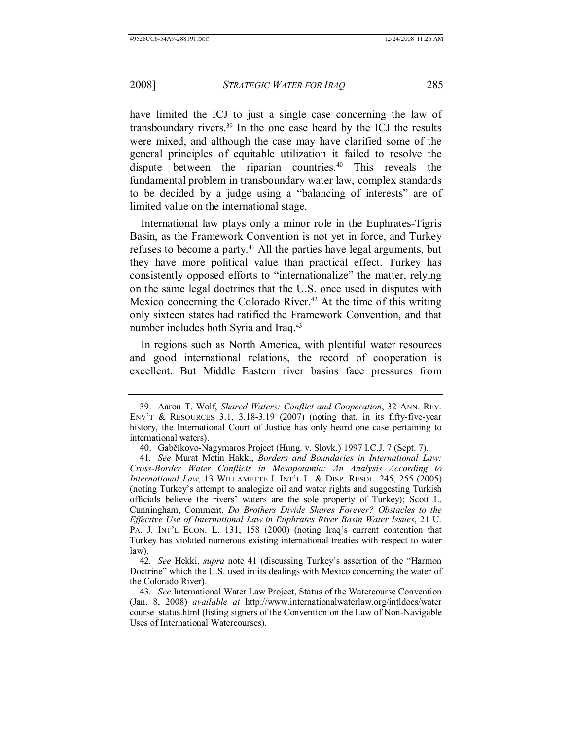have limited the ICJ to just a single case concerning the law of transboundary rivers.[39] In the one case heard by the ICJ the results were mixed, and although the case may have clarified some of the general principles of equitable utilization it failed to resolve the dispute between the riparian countries.[40] This reveals the fundamental problem in transboundary water law, complex standards to be decided by a judge using a "balancing of interests" are of limited value on the international stage.

International law plays only a minor role in the Euphrates-Tigris Basin, as the Framework Convention is not yet in force, and Turkey refuses to become a party.[41] All the parties have legal arguments, but they have more political value than practical effect. Turkey has consistently opposed efforts to "internationalize" the matter, relying on the same legal doctrines that the U.S. once used in disputes with Mexico concerning the Colorado River.[42] At the time of this writing only sixteen states had ratified the Framework Convention, and that number includes both Syria and Iraq.[43]

In regions such as North America, with plentiful water resources and good international relations, the record of cooperation is excellent. But Middle Eastern river basins face pressures from

---

39. Aaron T. Wolf, *Shared Waters: Conflict and Cooperation*, 32 ANN. REV. ENV'T & RESOURCES 3.1, 3.18-3.19 (2007) (noting that, in its fifty-five-year history, the International Court of Justice has only heard one case pertaining to international waters).

40. Gabčíkovo-Nagymaros Project (Hung. v. Slovk.) 1997 I.C.J. 7 (Sept. 7).

41. *See* Murat Metin Hakki, *Borders and Boundaries in International Law: Cross-Border Water Conflicts in Mesopotamia: An Analysis According to International Law*, 13 WILLAMETTE J. INT'L L. & DISP. RESOL. 245, 255 (2005) (noting Turkey's attempt to analogize oil and water rights and suggesting Turkish officials believe the rivers' waters are the sole property of Turkey); Scott L. Cunningham, Comment, *Do Brothers Divide Shares Forever? Obstacles to the Effective Use of International Law in Euphrates River Basin Water Issues*, 21 U. PA. J. INT'L ECON. L. 131, 158 (2000) (noting Iraq's current contention that Turkey has violated numerous existing international treaties with respect to water law).

42. *See* Hekki, *supra* note 41 (discussing Turkey's assertion of the "Harmon Doctrine" which the U.S. used in its dealings with Mexico concerning the water of the Colorado River).

43. *See* International Water Law Project, Status of the Watercourse Convention (Jan. 8, 2008) *available at* http://www.internationalwaterlaw.org/intldocs/watercourse_status.html (listing signers of the Convention on the Law of Non-Navigable Uses of International Watercourses).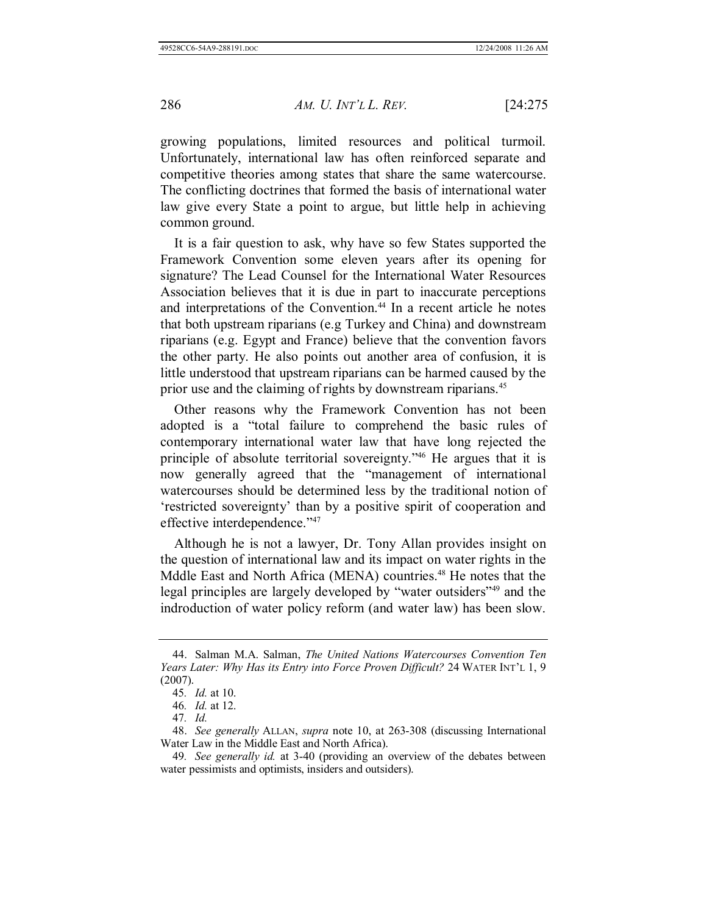growing populations, limited resources and political turmoil. Unfortunately, international law has often reinforced separate and competitive theories among states that share the same watercourse. The conflicting doctrines that formed the basis of international water law give every State a point to argue, but little help in achieving common ground.

It is a fair question to ask, why have so few States supported the Framework Convention some eleven years after its opening for signature? The Lead Counsel for the International Water Resources Association believes that it is due in part to inaccurate perceptions and interpretations of the Convention.[44] In a recent article he notes that both upstream riparians (e.g Turkey and China) and downstream riparians (e.g. Egypt and France) believe that the convention favors the other party. He also points out another area of confusion, it is little understood that upstream riparians can be harmed caused by the prior use and the claiming of rights by downstream riparians.[45]

Other reasons why the Framework Convention has not been adopted is a "total failure to comprehend the basic rules of contemporary international water law that have long rejected the principle of absolute territorial sovereignty."[46] He argues that it is now generally agreed that the "management of international watercourses should be determined less by the traditional notion of 'restricted sovereignty' than by a positive spirit of cooperation and effective interdependence."[47]

Although he is not a lawyer, Dr. Tony Allan provides insight on the question of international law and its impact on water rights in the Mddle East and North Africa (MENA) countries.[48] He notes that the legal principles are largely developed by "water outsiders"[49] and the indroduction of water policy reform (and water law) has been slow.

---

44. Salman M.A. Salman, *The United Nations Watercourses Convention Ten Years Later: Why Has its Entry into Force Proven Difficult?* 24 WATER INT'L 1, 9 (2007).

45. *Id.* at 10.

46. *Id.* at 12.

47. *Id.*

48. *See generally* ALLAN, *supra* note 10, at 263-308 (discussing International Water Law in the Middle East and North Africa).

49. *See generally id.* at 3-40 (providing an overview of the debates between water pessimists and optimists, insiders and outsiders).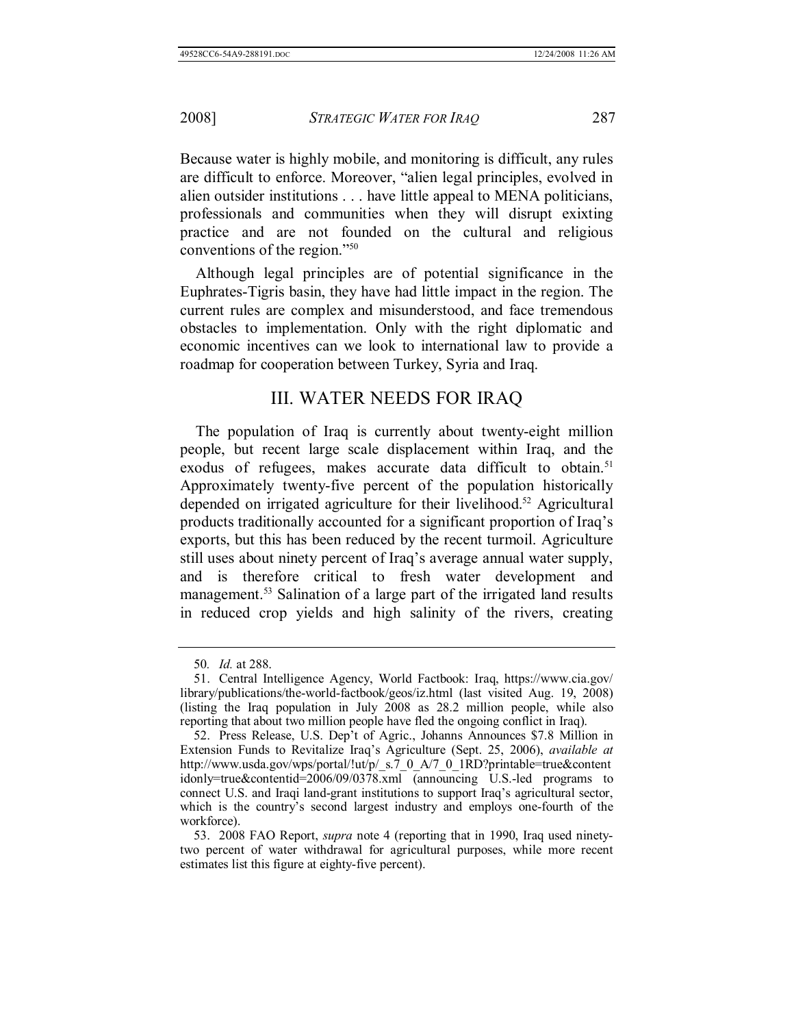Because water is highly mobile, and monitoring is difficult, any rules are difficult to enforce. Moreover, "alien legal principles, evolved in alien outsider institutions . . . have little appeal to MENA politicians, professionals and communities when they will disrupt exixting practice and are not founded on the cultural and religious conventions of the region."[50]

Although legal principles are of potential significance in the Euphrates-Tigris basin, they have had little impact in the region. The current rules are complex and misunderstood, and face tremendous obstacles to implementation. Only with the right diplomatic and economic incentives can we look to international law to provide a roadmap for cooperation between Turkey, Syria and Iraq.

## III. WATER NEEDS FOR IRAQ

The population of Iraq is currently about twenty-eight million people, but recent large scale displacement within Iraq, and the exodus of refugees, makes accurate data difficult to obtain.[51] Approximately twenty-five percent of the population historically depended on irrigated agriculture for their livelihood.[52] Agricultural products traditionally accounted for a significant proportion of Iraq's exports, but this has been reduced by the recent turmoil. Agriculture still uses about ninety percent of Iraq's average annual water supply, and is therefore critical to fresh water development and management.[53] Salination of a large part of the irrigated land results in reduced crop yields and high salinity of the rivers, creating

---

50. *Id.* at 288.

51. Central Intelligence Agency, World Factbook: Iraq, https://www.cia.gov/library/publications/the-world-factbook/geos/iz.html (last visited Aug. 19, 2008) (listing the Iraq population in July 2008 as 28.2 million people, while also reporting that about two million people have fled the ongoing conflict in Iraq).

52. Press Release, U.S. Dep't of Agric., Johanns Announces $7.8 Million in Extension Funds to Revitalize Iraq's Agriculture (Sept. 25, 2006), *available at* http://www.usda.gov/wps/portal/!ut/p/_s.7_0_A/7_0_1RD?printable=true&contentidonly=true&contentid=2006/09/0378.xml (announcing U.S.-led programs to connect U.S. and Iraqi land-grant institutions to support Iraq's agricultural sector, which is the country's second largest industry and employs one-fourth of the workforce).

53. 2008 FAO Report, *supra* note 4 (reporting that in 1990, Iraq used ninety-two percent of water withdrawal for agricultural purposes, while more recent estimates list this figure at eighty-five percent).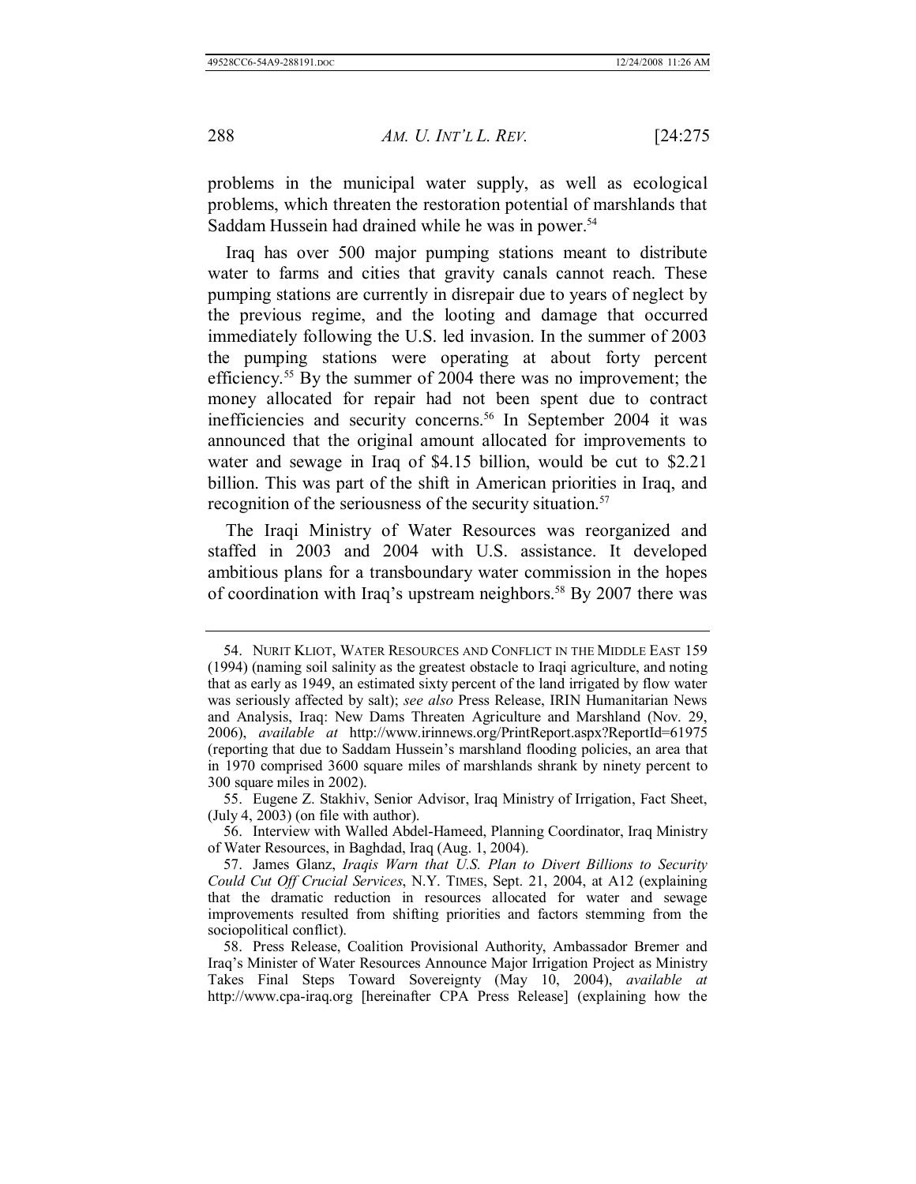problems in the municipal water supply, as well as ecological problems, which threaten the restoration potential of marshlands that Saddam Hussein had drained while he was in power.[54]

Iraq has over 500 major pumping stations meant to distribute water to farms and cities that gravity canals cannot reach. These pumping stations are currently in disrepair due to years of neglect by the previous regime, and the looting and damage that occurred immediately following the U.S. led invasion. In the summer of 2003 the pumping stations were operating at about forty percent efficiency.[55] By the summer of 2004 there was no improvement; the money allocated for repair had not been spent due to contract inefficiencies and security concerns.[56] In September 2004 it was announced that the original amount allocated for improvements to water and sewage in Iraq of $4.15 billion, would be cut to $2.21 billion. This was part of the shift in American priorities in Iraq, and recognition of the seriousness of the security situation.[57]

The Iraqi Ministry of Water Resources was reorganized and staffed in 2003 and 2004 with U.S. assistance. It developed ambitious plans for a transboundary water commission in the hopes of coordination with Iraq's upstream neighbors.[58] By 2007 there was

---

54. NURIT KLIOT, WATER RESOURCES AND CONFLICT IN THE MIDDLE EAST 159 (1994) (naming soil salinity as the greatest obstacle to Iraqi agriculture, and noting that as early as 1949, an estimated sixty percent of the land irrigated by flow water was seriously affected by salt); *see also* Press Release, IRIN Humanitarian News and Analysis, Iraq: New Dams Threaten Agriculture and Marshland (Nov. 29, 2006), *available at* http://www.irinnews.org/PrintReport.aspx?ReportId=61975 (reporting that due to Saddam Hussein's marshland flooding policies, an area that in 1970 comprised 3600 square miles of marshlands shrank by ninety percent to 300 square miles in 2002).

55. Eugene Z. Stakhiv, Senior Advisor, Iraq Ministry of Irrigation, Fact Sheet, (July 4, 2003) (on file with author).

56. Interview with Walled Abdel-Hameed, Planning Coordinator, Iraq Ministry of Water Resources, in Baghdad, Iraq (Aug. 1, 2004).

57. James Glanz, *Iraqis Warn that U.S. Plan to Divert Billions to Security Could Cut Off Crucial Services*, N.Y. TIMES, Sept. 21, 2004, at A12 (explaining that the dramatic reduction in resources allocated for water and sewage improvements resulted from shifting priorities and factors stemming from the sociopolitical conflict).

58. Press Release, Coalition Provisional Authority, Ambassador Bremer and Iraq's Minister of Water Resources Announce Major Irrigation Project as Ministry Takes Final Steps Toward Sovereignty (May 10, 2004), *available at* http://www.cpa-iraq.org [hereinafter CPA Press Release] (explaining how the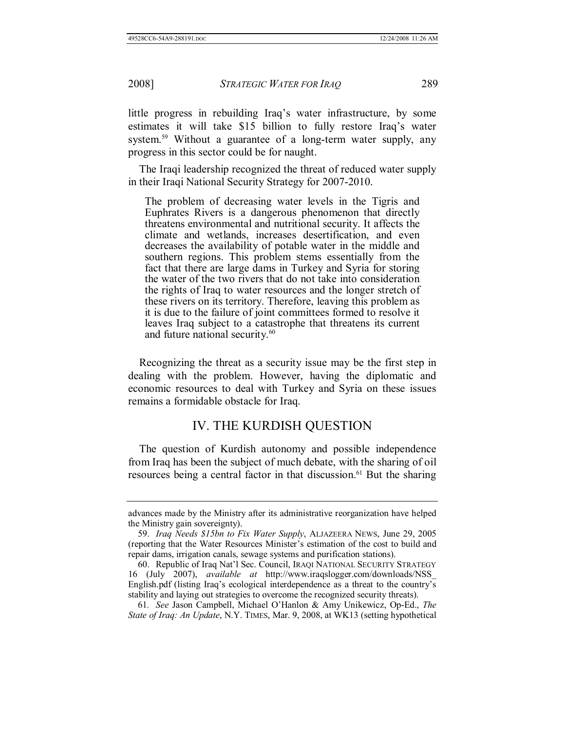little progress in rebuilding Iraq's water infrastructure, by some estimates it will take $15 billion to fully restore Iraq's water system.[59] Without a guarantee of a long-term water supply, any progress in this sector could be for naught.

The Iraqi leadership recognized the threat of reduced water supply in their Iraqi National Security Strategy for 2007-2010.

> The problem of decreasing water levels in the Tigris and Euphrates Rivers is a dangerous phenomenon that directly threatens environmental and nutritional security. It affects the climate and wetlands, increases desertification, and even decreases the availability of potable water in the middle and southern regions. This problem stems essentially from the fact that there are large dams in Turkey and Syria for storing the water of the two rivers that do not take into consideration the rights of Iraq to water resources and the longer stretch of these rivers on its territory. Therefore, leaving this problem as it is due to the failure of joint committees formed to resolve it leaves Iraq subject to a catastrophe that threatens its current and future national security.[60]

Recognizing the threat as a security issue may be the first step in dealing with the problem. However, having the diplomatic and economic resources to deal with Turkey and Syria on these issues remains a formidable obstacle for Iraq.

## IV. THE KURDISH QUESTION

The question of Kurdish autonomy and possible independence from Iraq has been the subject of much debate, with the sharing of oil resources being a central factor in that discussion.[61] But the sharing

---

advances made by the Ministry after its administrative reorganization have helped the Ministry gain sovereignty).

59. *Iraq Needs $15bn to Fix Water Supply*, ALJAZEERA NEWS, June 29, 2005 (reporting that the Water Resources Minister's estimation of the cost to build and repair dams, irrigation canals, sewage systems and purification stations).

60. Republic of Iraq Nat'l Sec. Council, IRAQI NATIONAL SECURITY STRATEGY 16 (July 2007), *available at* http://www.iraqslogger.com/downloads/NSS_English.pdf (listing Iraq's ecological interdependence as a threat to the country's stability and laying out strategies to overcome the recognized security threats).

61. *See* Jason Campbell, Michael O'Hanlon & Amy Unikewicz, Op-Ed., *The State of Iraq: An Update*, N.Y. TIMES, Mar. 9, 2008, at WK13 (setting hypothetical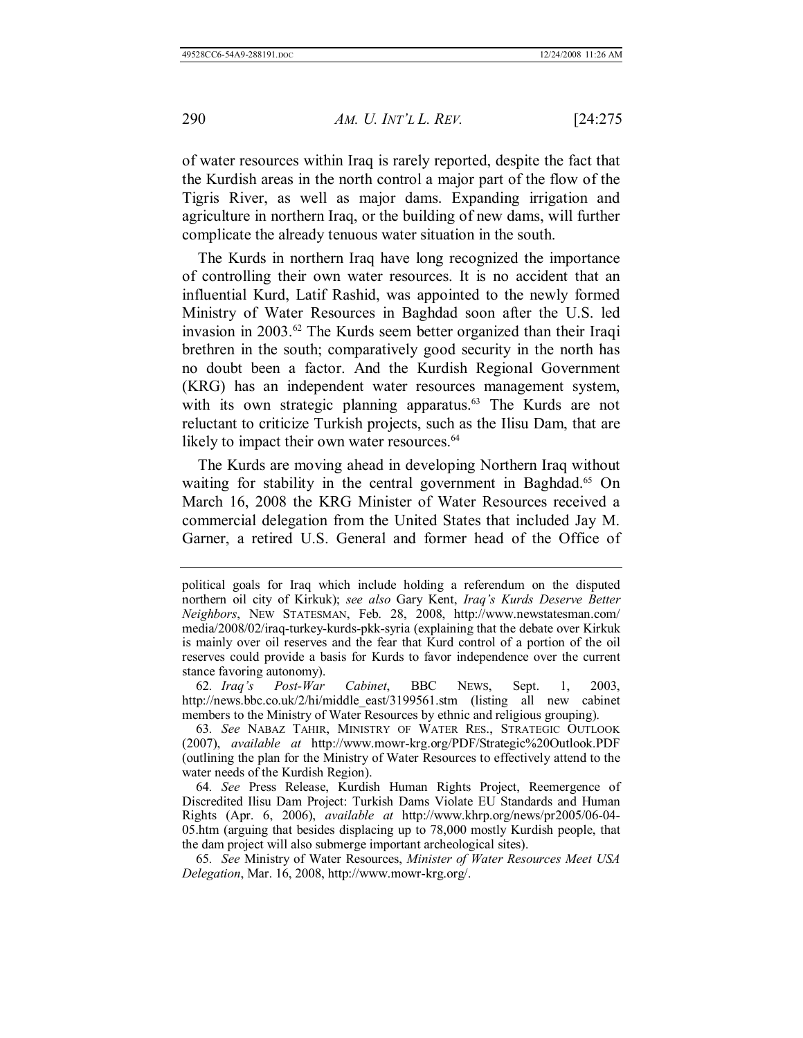of water resources within Iraq is rarely reported, despite the fact that the Kurdish areas in the north control a major part of the flow of the Tigris River, as well as major dams. Expanding irrigation and agriculture in northern Iraq, or the building of new dams, will further complicate the already tenuous water situation in the south.

The Kurds in northern Iraq have long recognized the importance of controlling their own water resources. It is no accident that an influential Kurd, Latif Rashid, was appointed to the newly formed Ministry of Water Resources in Baghdad soon after the U.S. led invasion in 2003.[62] The Kurds seem better organized than their Iraqi brethren in the south; comparatively good security in the north has no doubt been a factor. And the Kurdish Regional Government (KRG) has an independent water resources management system, with its own strategic planning apparatus.[63] The Kurds are not reluctant to criticize Turkish projects, such as the Ilisu Dam, that are likely to impact their own water resources.[64]

The Kurds are moving ahead in developing Northern Iraq without waiting for stability in the central government in Baghdad.[65] On March 16, 2008 the KRG Minister of Water Resources received a commercial delegation from the United States that included Jay M. Garner, a retired U.S. General and former head of the Office of

---

political goals for Iraq which include holding a referendum on the disputed northern oil city of Kirkuk); *see also* Gary Kent, *Iraq's Kurds Deserve Better Neighbors*, NEW STATESMAN, Feb. 28, 2008, http://www.newstatesman.com/media/2008/02/iraq-turkey-kurds-pkk-syria (explaining that the debate over Kirkuk is mainly over oil reserves and the fear that Kurd control of a portion of the oil reserves could provide a basis for Kurds to favor independence over the current stance favoring autonomy).

62. *Iraq's Post-War Cabinet*, BBC NEWS, Sept. 1, 2003, http://news.bbc.co.uk/2/hi/middle_east/3199561.stm (listing all new cabinet members to the Ministry of Water Resources by ethnic and religious grouping).

63. *See* NABAZ TAHIR, MINISTRY OF WATER RES., STRATEGIC OUTLOOK (2007), *available at* http://www.mowr-krg.org/PDF/Strategic%20Outlook.PDF (outlining the plan for the Ministry of Water Resources to effectively attend to the water needs of the Kurdish Region).

64. *See* Press Release, Kurdish Human Rights Project, Reemergence of Discredited Ilisu Dam Project: Turkish Dams Violate EU Standards and Human Rights (Apr. 6, 2006), *available at* http://www.khrp.org/news/pr2005/06-04-05.htm (arguing that besides displacing up to 78,000 mostly Kurdish people, that the dam project will also submerge important archeological sites).

65. *See* Ministry of Water Resources, *Minister of Water Resources Meet USA Delegation*, Mar. 16, 2008, http://www.mowr-krg.org/.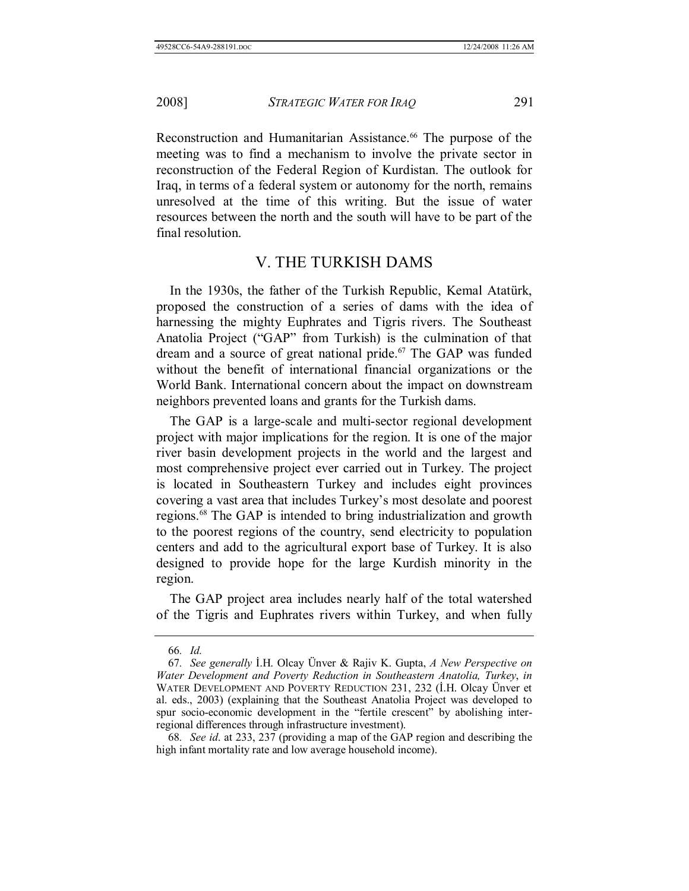Reconstruction and Humanitarian Assistance.[66] The purpose of the meeting was to find a mechanism to involve the private sector in reconstruction of the Federal Region of Kurdistan. The outlook for Iraq, in terms of a federal system or autonomy for the north, remains unresolved at the time of this writing. But the issue of water resources between the north and the south will have to be part of the final resolution.

## V. THE TURKISH DAMS

In the 1930s, the father of the Turkish Republic, Kemal Atatürk, proposed the construction of a series of dams with the idea of harnessing the mighty Euphrates and Tigris rivers. The Southeast Anatolia Project ("GAP" from Turkish) is the culmination of that dream and a source of great national pride.[67] The GAP was funded without the benefit of international financial organizations or the World Bank. International concern about the impact on downstream neighbors prevented loans and grants for the Turkish dams.

The GAP is a large-scale and multi-sector regional development project with major implications for the region. It is one of the major river basin development projects in the world and the largest and most comprehensive project ever carried out in Turkey. The project is located in Southeastern Turkey and includes eight provinces covering a vast area that includes Turkey's most desolate and poorest regions.[68] The GAP is intended to bring industrialization and growth to the poorest regions of the country, send electricity to population centers and add to the agricultural export base of Turkey. It is also designed to provide hope for the large Kurdish minority in the region.

The GAP project area includes nearly half of the total watershed of the Tigris and Euphrates rivers within Turkey, and when fully

---

66. *Id.*

67. *See generally* İ.H. Olcay Ünver & Rajiv K. Gupta, *A New Perspective on Water Development and Poverty Reduction in Southeastern Anatolia, Turkey*, *in* WATER DEVELOPMENT AND POVERTY REDUCTION 231, 232 (İ.H. Olcay Ünver et al. eds., 2003) (explaining that the Southeast Anatolia Project was developed to spur socio-economic development in the "fertile crescent" by abolishing inter-regional differences through infrastructure investment).

68. *See id.* at 233, 237 (providing a map of the GAP region and describing the high infant mortality rate and low average household income).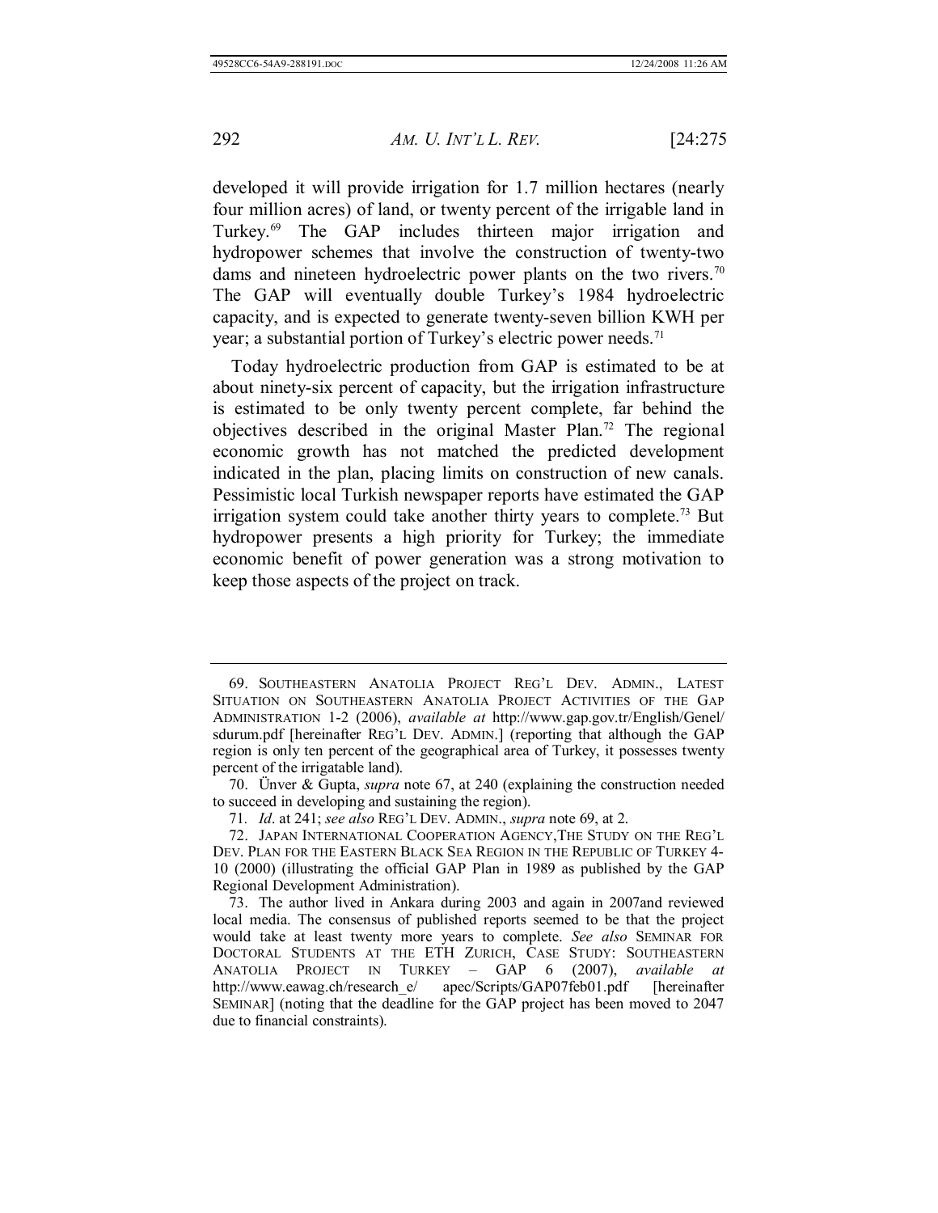developed it will provide irrigation for 1.7 million hectares (nearly four million acres) of land, or twenty percent of the irrigable land in Turkey.[69] The GAP includes thirteen major irrigation and hydropower schemes that involve the construction of twenty-two dams and nineteen hydroelectric power plants on the two rivers.[70] The GAP will eventually double Turkey's 1984 hydroelectric capacity, and is expected to generate twenty-seven billion KWH per year; a substantial portion of Turkey's electric power needs.[71]

Today hydroelectric production from GAP is estimated to be at about ninety-six percent of capacity, but the irrigation infrastructure is estimated to be only twenty percent complete, far behind the objectives described in the original Master Plan.[72] The regional economic growth has not matched the predicted development indicated in the plan, placing limits on construction of new canals. Pessimistic local Turkish newspaper reports have estimated the GAP irrigation system could take another thirty years to complete.[73] But hydropower presents a high priority for Turkey; the immediate economic benefit of power generation was a strong motivation to keep those aspects of the project on track.

---

69. SOUTHEASTERN ANATOLIA PROJECT REG'L DEV. ADMIN., LATEST SITUATION ON SOUTHEASTERN ANATOLIA PROJECT ACTIVITIES OF THE GAP ADMINISTRATION 1-2 (2006), *available at* http://www.gap.gov.tr/English/Genel/sdurum.pdf [hereinafter REG'L DEV. ADMIN.] (reporting that although the GAP region is only ten percent of the geographical area of Turkey, it possesses twenty percent of the irrigatable land).

70. Ünver & Gupta, *supra* note 67, at 240 (explaining the construction needed to succeed in developing and sustaining the region).

71. *Id*. at 241; *see also* REG'L DEV. ADMIN., *supra* note 69, at 2.

72. JAPAN INTERNATIONAL COOPERATION AGENCY, THE STUDY ON THE REG'L DEV. PLAN FOR THE EASTERN BLACK SEA REGION IN THE REPUBLIC OF TURKEY 4-10 (2000) (illustrating the official GAP Plan in 1989 as published by the GAP Regional Development Administration).

73. The author lived in Ankara during 2003 and again in 2007and reviewed local media. The consensus of published reports seemed to be that the project would take at least twenty more years to complete. *See also* SEMINAR FOR DOCTORAL STUDENTS AT THE ETH ZURICH, CASE STUDY: SOUTHEASTERN ANATOLIA PROJECT IN TURKEY – GAP 6 (2007), *available at* http://www.eawag.ch/research_e/apec/Scripts/GAP07feb01.pdf [hereinafter SEMINAR] (noting that the deadline for the GAP project has been moved to 2047 due to financial constraints).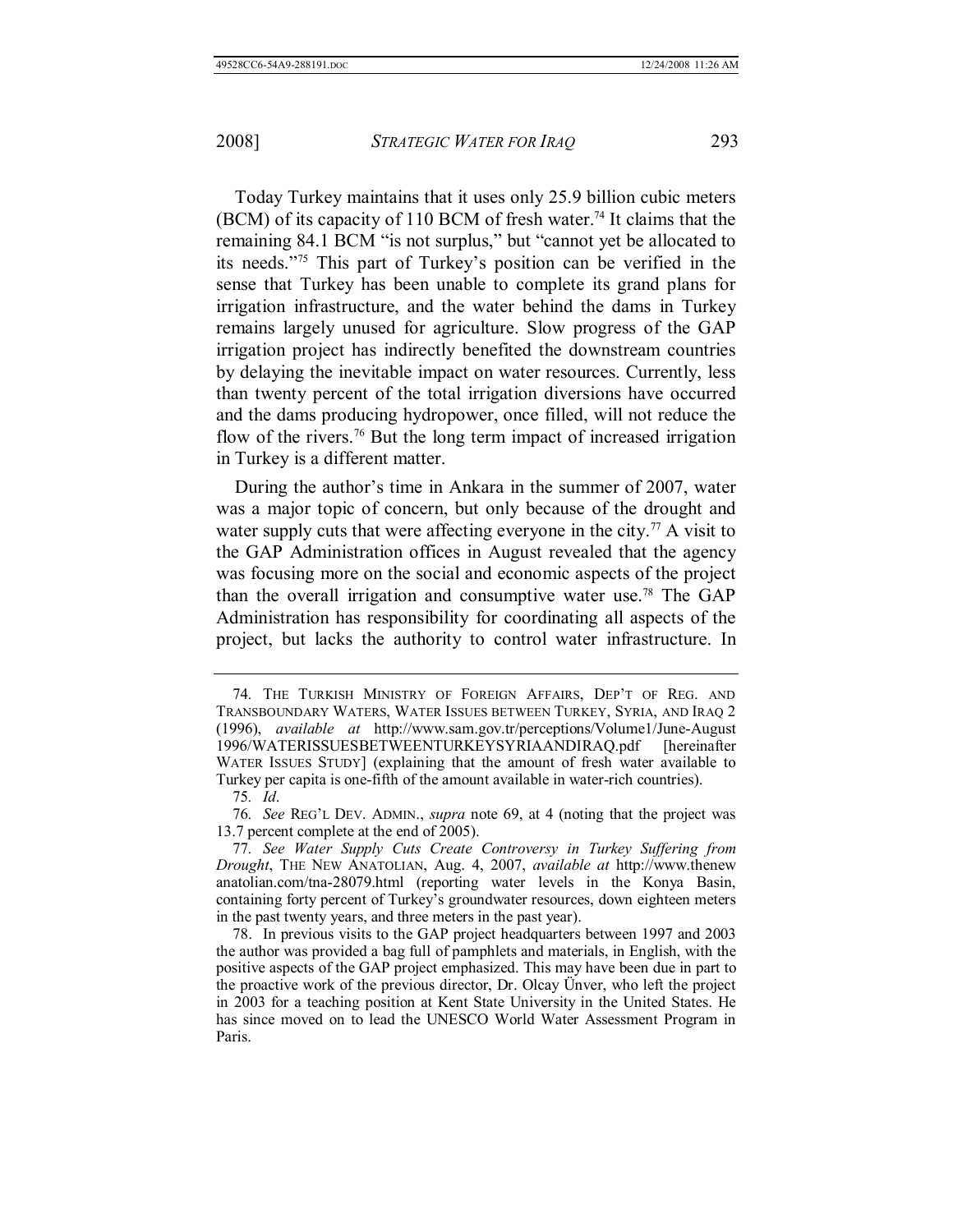Today Turkey maintains that it uses only 25.9 billion cubic meters (BCM) of its capacity of 110 BCM of fresh water.[74] It claims that the remaining 84.1 BCM "is not surplus," but "cannot yet be allocated to its needs."[75] This part of Turkey's position can be verified in the sense that Turkey has been unable to complete its grand plans for irrigation infrastructure, and the water behind the dams in Turkey remains largely unused for agriculture. Slow progress of the GAP irrigation project has indirectly benefited the downstream countries by delaying the inevitable impact on water resources. Currently, less than twenty percent of the total irrigation diversions have occurred and the dams producing hydropower, once filled, will not reduce the flow of the rivers.[76] But the long term impact of increased irrigation in Turkey is a different matter.

During the author's time in Ankara in the summer of 2007, water was a major topic of concern, but only because of the drought and water supply cuts that were affecting everyone in the city.[77] A visit to the GAP Administration offices in August revealed that the agency was focusing more on the social and economic aspects of the project than the overall irrigation and consumptive water use.[78] The GAP Administration has responsibility for coordinating all aspects of the project, but lacks the authority to control water infrastructure. In

---

74. THE TURKISH MINISTRY OF FOREIGN AFFAIRS, DEP'T OF REG. AND TRANSBOUNDARY WATERS, WATER ISSUES BETWEEN TURKEY, SYRIA, AND IRAQ 2 (1996), *available at* http://www.sam.gov.tr/perceptions/Volume1/June-August 1996/WATERISSUESBETWEENTURKEYSYRIAANDIRAQ.pdf [hereinafter WATER ISSUES STUDY] (explaining that the amount of fresh water available to Turkey per capita is one-fifth of the amount available in water-rich countries).

75. *Id*.

76. *See* REG'L DEV. ADMIN., *supra* note 69, at 4 (noting that the project was 13.7 percent complete at the end of 2005).

77. *See Water Supply Cuts Create Controversy in Turkey Suffering from Drought*, THE NEW ANATOLIAN, Aug. 4, 2007, *available at* http://www.thenew anatolian.com/tna-28079.html (reporting groundwater levels in the Konya Basin, containing forty percent of Turkey's groundwater resources, down eighteen meters in the past twenty years, and three meters in the past year).

78. In previous visits to the GAP project headquarters between 1997 and 2003 the author was provided a bag full of pamphlets and materials, in English, with the positive aspects of the GAP project emphasized. This may have been due in part to the proactive work of the previous director, Dr. Olcay Ünver, who left the project in 2003 for a teaching position at Kent State University in the United States. He has since moved on to lead the UNESCO World Water Assessment Program in Paris.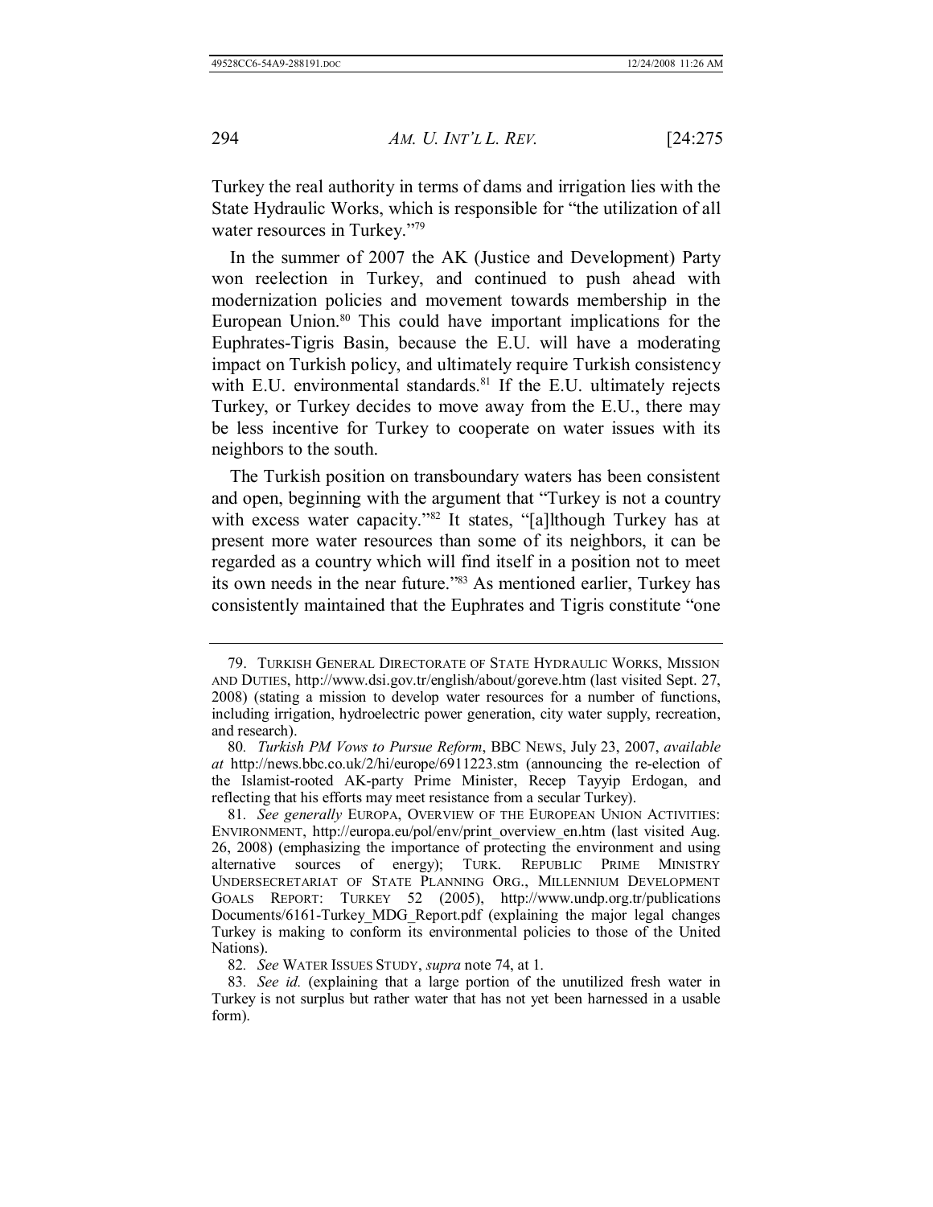Turkey the real authority in terms of dams and irrigation lies with the State Hydraulic Works, which is responsible for "the utilization of all water resources in Turkey."[79]

In the summer of 2007 the AK (Justice and Development) Party won reelection in Turkey, and continued to push ahead with modernization policies and movement towards membership in the European Union.[80] This could have important implications for the Euphrates-Tigris Basin, because the E.U. will have a moderating impact on Turkish policy, and ultimately require Turkish consistency with E.U. environmental standards.[81] If the E.U. ultimately rejects Turkey, or Turkey decides to move away from the E.U., there may be less incentive for Turkey to cooperate on water issues with its neighbors to the south.

The Turkish position on transboundary waters has been consistent and open, beginning with the argument that "Turkey is not a country with excess water capacity."[82] It states, "[a]lthough Turkey has at present more water resources than some of its neighbors, it can be regarded as a country which will find itself in a position not to meet its own needs in the near future."[83] As mentioned earlier, Turkey has consistently maintained that the Euphrates and Tigris constitute "one

---

79. TURKISH GENERAL DIRECTORATE OF STATE HYDRAULIC WORKS, MISSION AND DUTIES, http://www.dsi.gov.tr/english/about/goreve.htm (last visited Sept. 27, 2008) (stating a mission to develop water resources for a number of functions, including irrigation, hydroelectric power generation, city water supply, recreation, and research).

80. *Turkish PM Vows to Pursue Reform*, BBC NEWS, July 23, 2007, *available at* http://news.bbc.co.uk/2/hi/europe/6911223.stm (announcing the re-election of the Islamist-rooted AK-party Prime Minister, Recep Tayyip Erdogan, and reflecting that his efforts may meet resistance from a secular Turkey).

81. *See generally* EUROPA, OVERVIEW OF THE EUROPEAN UNION ACTIVITIES: ENVIRONMENT, http://europa.eu/pol/env/print_overview_en.htm (last visited Aug. 26, 2008) (emphasizing the importance of protecting the environment and using alternative sources of energy); TURK. REPUBLIC PRIME MINISTRY UNDERSECRETARIAT OF STATE PLANNING ORG., MILLENNIUM DEVELOPMENT GOALS REPORT: TURKEY 52 (2005), http://www.undp.org.tr/publications Documents/6161-Turkey_MDG_Report.pdf (explaining the major legal changes Turkey is making to conform its environmental policies to those of the United Nations).

82. *See* WATER ISSUES STUDY, *supra* note 74, at 1.

83. *See id.* (explaining that a large portion of the unutilized fresh water in Turkey is not surplus but rather water that has not yet been harnessed in a usable form).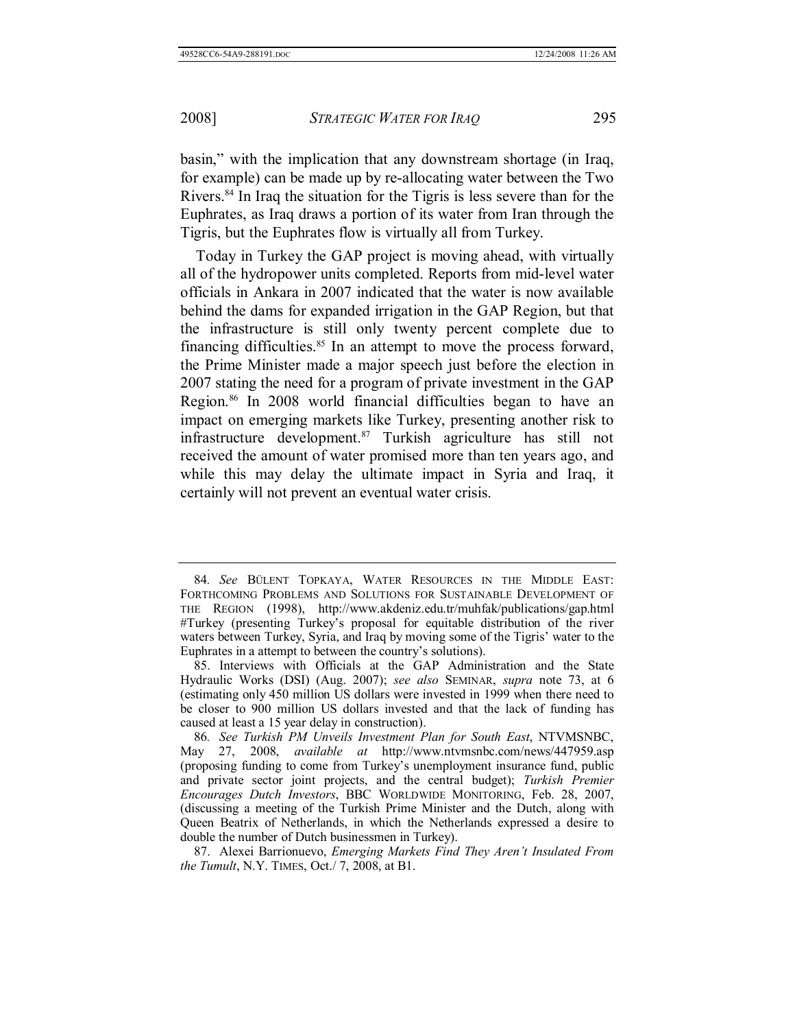basin," with the implication that any downstream shortage (in Iraq, for example) can be made up by re-allocating water between the Two Rivers.[84] In Iraq the situation for the Tigris is less severe than for the Euphrates, as Iraq draws a portion of its water from Iran through the Tigris, but the Euphrates flow is virtually all from Turkey.

Today in Turkey the GAP project is moving ahead, with virtually all of the hydropower units completed. Reports from mid-level water officials in Ankara in 2007 indicated that the water is now available behind the dams for expanded irrigation in the GAP Region, but that the infrastructure is still only twenty percent complete due to financing difficulties.[85] In an attempt to move the process forward, the Prime Minister made a major speech just before the election in 2007 stating the need for a program of private investment in the GAP Region.[86] In 2008 world financial difficulties began to have an impact on emerging markets like Turkey, presenting another risk to infrastructure development.[87] Turkish agriculture has still not received the amount of water promised more than ten years ago, and while this may delay the ultimate impact in Syria and Iraq, it certainly will not prevent an eventual water crisis.

---

84. *See* BÜLENT TOPKAYA, WATER RESOURCES IN THE MIDDLE EAST: FORTHCOMING PROBLEMS AND SOLUTIONS FOR SUSTAINABLE DEVELOPMENT OF THE REGION (1998), http://www.akdeniz.edu.tr/muhfak/publications/gap.html #Turkey (presenting Turkey's proposal for equitable distribution of the river waters between Turkey, Syria, and Iraq by moving some of the Tigris' water to the Euphrates in a attempt to between the country's solutions).

85. Interviews with Officials at the GAP Administration and the State Hydraulic Works (DSI) (Aug. 2007); *see also* SEMINAR, *supra* note 73, at 6 (estimating only 450 million US dollars were invested in 1999 when there need to be closer to 900 million US dollars invested and that the lack of funding has caused at least a 15 year delay in construction).

86. *See Turkish PM Unveils Investment Plan for South East*, NTVMSNBC, May 27, 2008, *available at* http://www.ntvmsnbc.com/news/447959.asp (proposing funding to come from Turkey's unemployment insurance fund, public and private sector joint projects, and the central budget); *Turkish Premier Encourages Dutch Investors*, BBC WORLDWIDE MONITORING, Feb. 28, 2007, (discussing a meeting of the Turkish Prime Minister and the Dutch, along with Queen Beatrix of Netherlands, in which the Netherlands expressed a desire to double the number of Dutch businessmen in Turkey).

87. Alexei Barrionuevo, *Emerging Markets Find They Aren't Insulated From the Tumult*, N.Y. TIMES, Oct./ 7, 2008, at B1.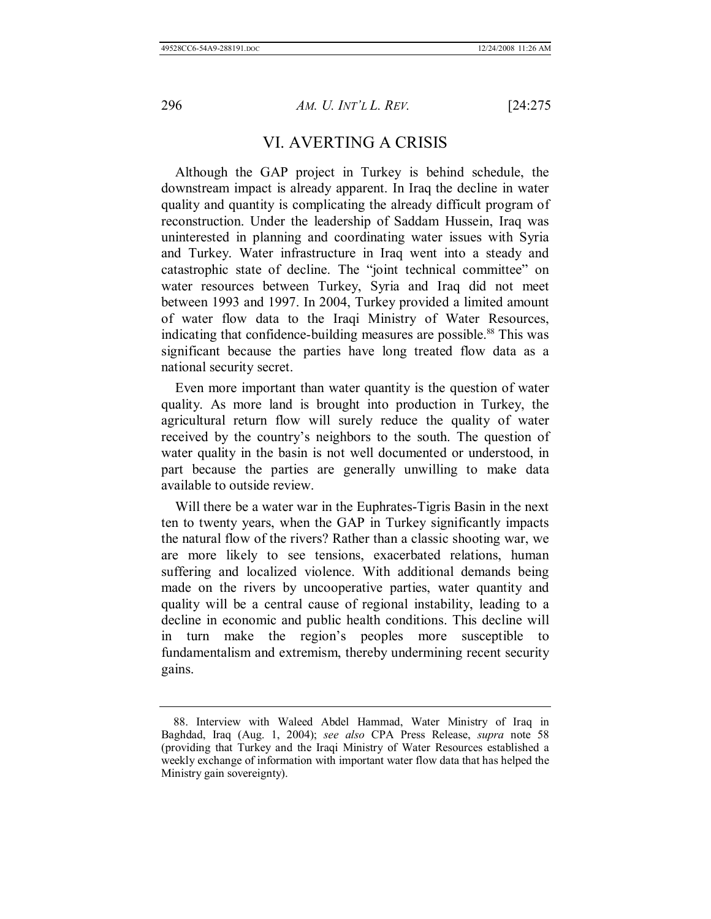## VI. AVERTING A CRISIS

Although the GAP project in Turkey is behind schedule, the downstream impact is already apparent. In Iraq the decline in water quality and quantity is complicating the already difficult program of reconstruction. Under the leadership of Saddam Hussein, Iraq was uninterested in planning and coordinating water issues with Syria and Turkey. Water infrastructure in Iraq went into a steady and catastrophic state of decline. The "joint technical committee" on water resources between Turkey, Syria and Iraq did not meet between 1993 and 1997. In 2004, Turkey provided a limited amount of water flow data to the Iraqi Ministry of Water Resources, indicating that confidence-building measures are possible.[88] This was significant because the parties have long treated flow data as a national security secret.

Even more important than water quantity is the question of water quality. As more land is brought into production in Turkey, the agricultural return flow will surely reduce the quality of water received by the country's neighbors to the south. The question of water quality in the basin is not well documented or understood, in part because the parties are generally unwilling to make data available to outside review.

Will there be a water war in the Euphrates-Tigris Basin in the next ten to twenty years, when the GAP in Turkey significantly impacts the natural flow of the rivers? Rather than a classic shooting war, we are more likely to see tensions, exacerbated relations, human suffering and localized violence. With additional demands being made on the rivers by uncooperative parties, water quantity and quality will be a central cause of regional instability, leading to a decline in economic and public health conditions. This decline will in turn make the region's peoples more susceptible to fundamentalism and extremism, thereby undermining recent security gains.

---

88. Interview with Waleed Abdel Hammad, Water Ministry of Iraq in Baghdad, Iraq (Aug. 1, 2004); *see also* CPA Press Release, *supra* note 58 (providing that Turkey and the Iraqi Ministry of Water Resources established a weekly exchange of information with important water flow data that has helped the Ministry gain sovereignty).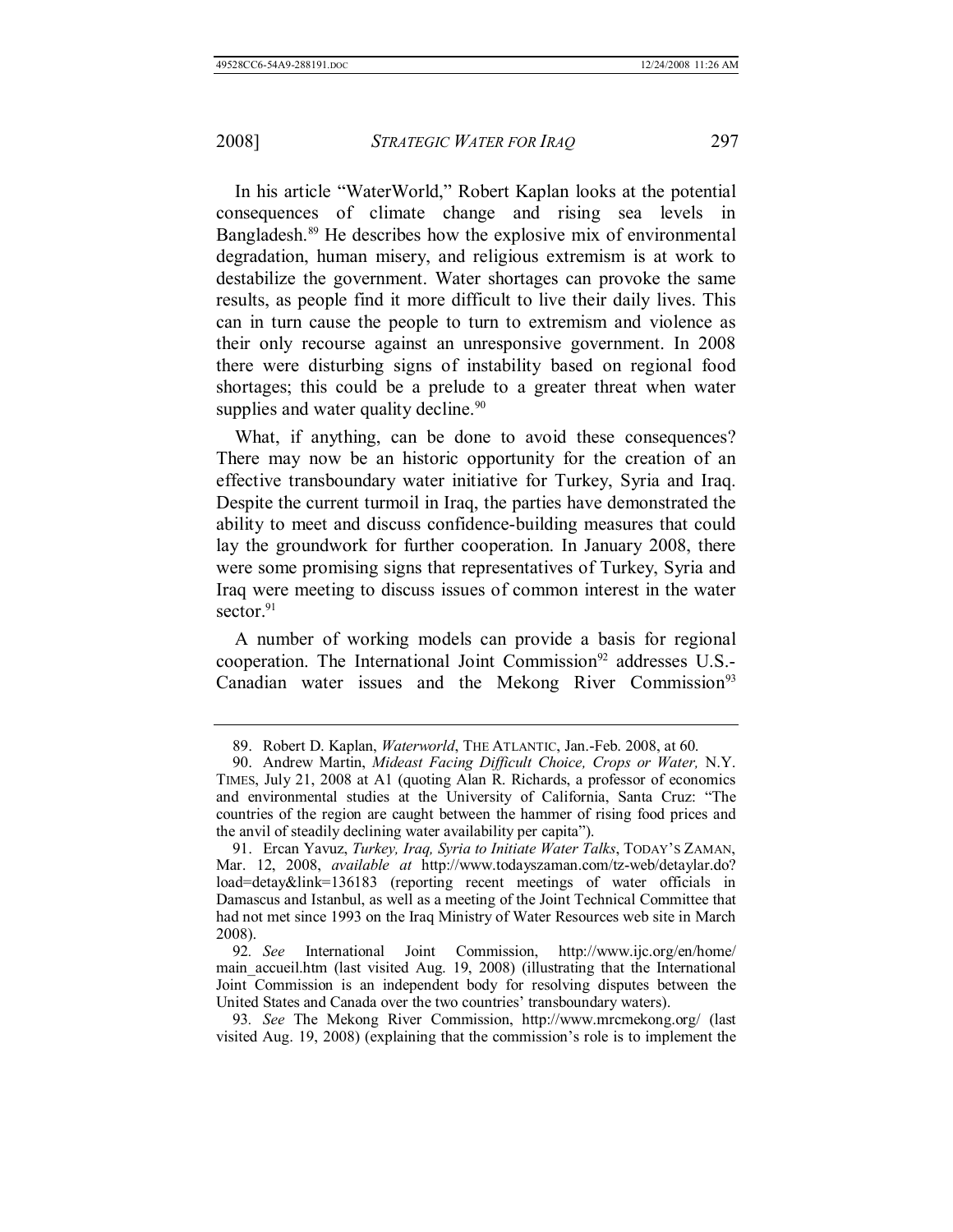In his article "WaterWorld," Robert Kaplan looks at the potential consequences of climate change and rising sea levels in Bangladesh.[89] He describes how the explosive mix of environmental degradation, human misery, and religious extremism is at work to destabilize the government. Water shortages can provoke the same results, as people find it more difficult to live their daily lives. This can in turn cause the people to turn to extremism and violence as their only recourse against an unresponsive government. In 2008 there were disturbing signs of instability based on regional food shortages; this could be a prelude to a greater threat when water supplies and water quality decline.[90]

What, if anything, can be done to avoid these consequences? There may now be an historic opportunity for the creation of an effective transboundary water initiative for Turkey, Syria and Iraq. Despite the current turmoil in Iraq, the parties have demonstrated the ability to meet and discuss confidence-building measures that could lay the groundwork for further cooperation. In January 2008, there were some promising signs that representatives of Turkey, Syria and Iraq were meeting to discuss issues of common interest in the water sector.[91]

A number of working models can provide a basis for regional cooperation. The International Joint Commission[92] addresses U.S.-Canadian water issues and the Mekong River Commission[93]

---

89. Robert D. Kaplan, *Waterworld*, THE ATLANTIC, Jan.-Feb. 2008, at 60.

90. Andrew Martin, *Mideast Facing Difficult Choice, Crops or Water,* N.Y. TIMES, July 21, 2008 at A1 (quoting Alan R. Richards, a professor of economics and environmental studies at the University of California, Santa Cruz: "The countries of the region are caught between the hammer of rising food prices and the anvil of steadily declining water availability per capita").

91. Ercan Yavuz, *Turkey, Iraq, Syria to Initiate Water Talks*, TODAY'S ZAMAN, Mar. 12, 2008, *available at* http://www.todayszaman.com/tz-web/detaylar.do?load=detay&link=136183 (reporting recent meetings of water officials in Damascus and Istanbul, as well as a meeting of the Joint Technical Committee that had not met since 1993 on the Iraq Ministry of Water Resources web site in March 2008).

92. *See* International Joint Commission, http://www.ijc.org/en/home/main_accueil.htm (last visited Aug. 19, 2008) (illustrating that the International Joint Commission is an independent body for resolving disputes between the United States and Canada over the two countries' transboundary waters).

93. *See* The Mekong River Commission, http://www.mrcmekong.org/ (last visited Aug. 19, 2008) (explaining that the commission's role is to implement the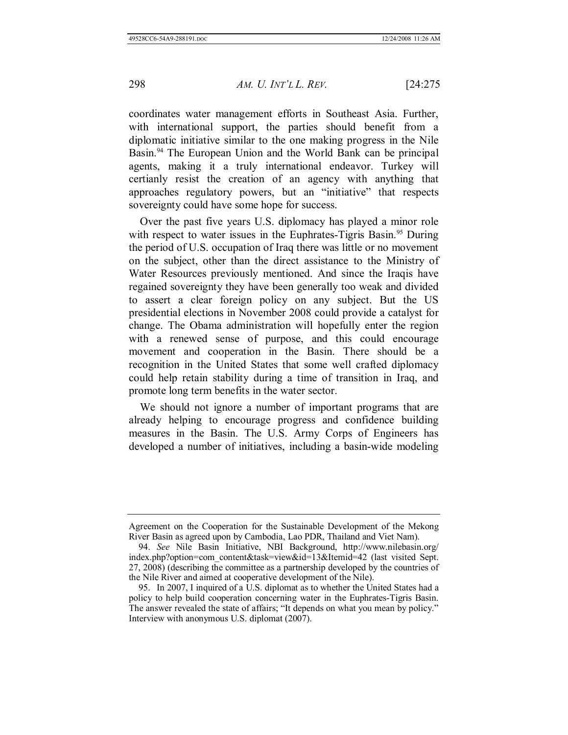coordinates water management efforts in Southeast Asia. Further, with international support, the parties should benefit from a diplomatic initiative similar to the one making progress in the Nile Basin.[94] The European Union and the World Bank can be principal agents, making it a truly international endeavor. Turkey will certianly resist the creation of an agency with anything that approaches regulatory powers, but an "initiative" that respects sovereignty could have some hope for success.

Over the past five years U.S. diplomacy has played a minor role with respect to water issues in the Euphrates-Tigris Basin.[95] During the period of U.S. occupation of Iraq there was little or no movement on the subject, other than the direct assistance to the Ministry of Water Resources previously mentioned. And since the Iraqis have regained sovereignty they have been generally too weak and divided to assert a clear foreign policy on any subject. But the US presidential elections in November 2008 could provide a catalyst for change. The Obama administration will hopefully enter the region with a renewed sense of purpose, and this could encourage movement and cooperation in the Basin. There should be a recognition in the United States that some well crafted diplomacy could help retain stability during a time of transition in Iraq, and promote long term benefits in the water sector.

We should not ignore a number of important programs that are already helping to encourage progress and confidence building measures in the Basin. The U.S. Army Corps of Engineers has developed a number of initiatives, including a basin-wide modeling

---

Agreement on the Cooperation for the Sustainable Development of the Mekong River Basin as agreed upon by Cambodia, Lao PDR, Thailand and Viet Nam).

94. *See* Nile Basin Initiative, NBI Background, http://www.nilebasin.org/index.php?option=com_content&task=view&id=13&Itemid=42 (last visited Sept. 27, 2008) (describing the committee as a partnership developed by the countries of the Nile River and aimed at cooperative development of the Nile).

95. In 2007, I inquired of a U.S. diplomat as to whether the United States had a policy to help build cooperation concerning water in the Euphrates-Tigris Basin. The answer revealed the state of affairs; "It depends on what you mean by policy." Interview with anonymous U.S. diplomat (2007).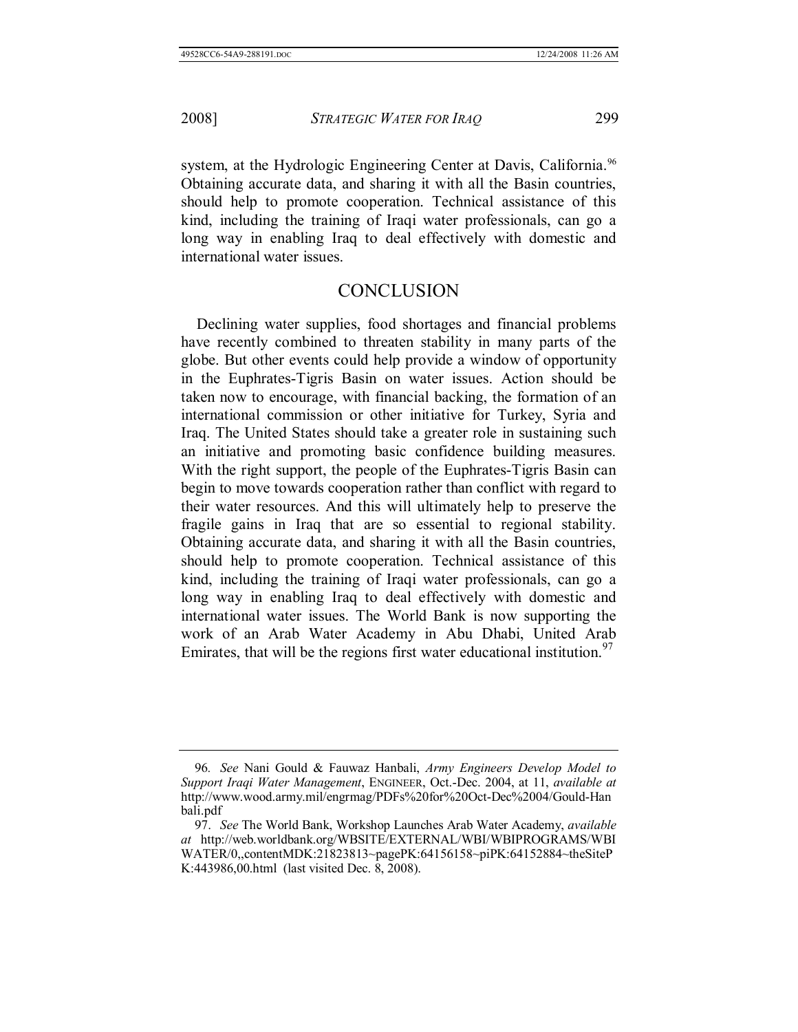system, at the Hydrologic Engineering Center at Davis, California.[96] Obtaining accurate data, and sharing it with all the Basin countries, should help to promote cooperation. Technical assistance of this kind, including the training of Iraqi water professionals, can go a long way in enabling Iraq to deal effectively with domestic and international water issues.

## CONCLUSION

Declining water supplies, food shortages and financial problems have recently combined to threaten stability in many parts of the globe. But other events could help provide a window of opportunity in the Euphrates-Tigris Basin on water issues. Action should be taken now to encourage, with financial backing, the formation of an international commission or other initiative for Turkey, Syria and Iraq. The United States should take a greater role in sustaining such an initiative and promoting basic confidence building measures. With the right support, the people of the Euphrates-Tigris Basin can begin to move towards cooperation rather than conflict with regard to their water resources. And this will ultimately help to preserve the fragile gains in Iraq that are so essential to regional stability. Obtaining accurate data, and sharing it with all the Basin countries, should help to promote cooperation. Technical assistance of this kind, including the training of Iraqi water professionals, can go a long way in enabling Iraq to deal effectively with domestic and international water issues. The World Bank is now supporting the work of an Arab Water Academy in Abu Dhabi, United Arab Emirates, that will be the regions first water educational institution.[97]

---

96. *See* Nani Gould & Fauwaz Hanbali, *Army Engineers Develop Model to Support Iraqi Water Management*, ENGINEER, Oct.-Dec. 2004, at 11, *available at* http://www.wood.army.mil/engrmag/PDFs%20for%20Oct-Dec%2004/Gould-Hanbali.pdf

97. *See* The World Bank, Workshop Launches Arab Water Academy, *available at* http://web.worldbank.org/WBSITE/EXTERNAL/WBI/WBIPROGRAMS/WBIWATER/0,,contentMDK:21823813~pagePK:64156158~piPK:64152884~theSitePK:443986,00.html (last visited Dec. 8, 2008).